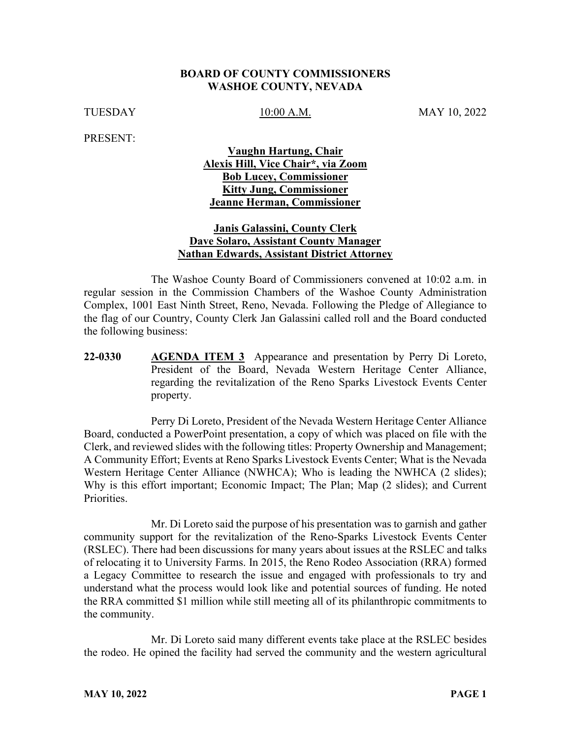**BOARD OF COUNTY COMMISSIONERS**
**WASHOE COUNTY, NEVADA**

TUESDAY 10:00 A.M. MAY 10, 2022

PRESENT:

**Vaughn Hartung, Chair**
**Alexis Hill, Vice Chair*, via Zoom**
**Bob Lucey, Commissioner**
**Kitty Jung, Commissioner**
**Jeanne Herman, Commissioner**

**Janis Galassini, County Clerk**
**Dave Solaro, Assistant County Manager**
**Nathan Edwards, Assistant District Attorney**

The Washoe County Board of Commissioners convened at 10:02 a.m. in regular session in the Commission Chambers of the Washoe County Administration Complex, 1001 East Ninth Street, Reno, Nevada. Following the Pledge of Allegiance to the flag of our Country, County Clerk Jan Galassini called roll and the Board conducted the following business:

**22-0330 AGENDA ITEM 3** Appearance and presentation by Perry Di Loreto, President of the Board, Nevada Western Heritage Center Alliance, regarding the revitalization of the Reno Sparks Livestock Events Center property.

Perry Di Loreto, President of the Nevada Western Heritage Center Alliance Board, conducted a PowerPoint presentation, a copy of which was placed on file with the Clerk, and reviewed slides with the following titles: Property Ownership and Management; A Community Effort; Events at Reno Sparks Livestock Events Center; What is the Nevada Western Heritage Center Alliance (NWHCA); Who is leading the NWHCA (2 slides); Why is this effort important; Economic Impact; The Plan; Map (2 slides); and Current Priorities.

Mr. Di Loreto said the purpose of his presentation was to garnish and gather community support for the revitalization of the Reno-Sparks Livestock Events Center (RSLEC). There had been discussions for many years about issues at the RSLEC and talks of relocating it to University Farms. In 2015, the Reno Rodeo Association (RRA) formed a Legacy Committee to research the issue and engaged with professionals to try and understand what the process would look like and potential sources of funding. He noted the RRA committed $1 million while still meeting all of its philanthropic commitments to the community.

Mr. Di Loreto said many different events take place at the RSLEC besides the rodeo. He opined the facility had served the community and the western agricultural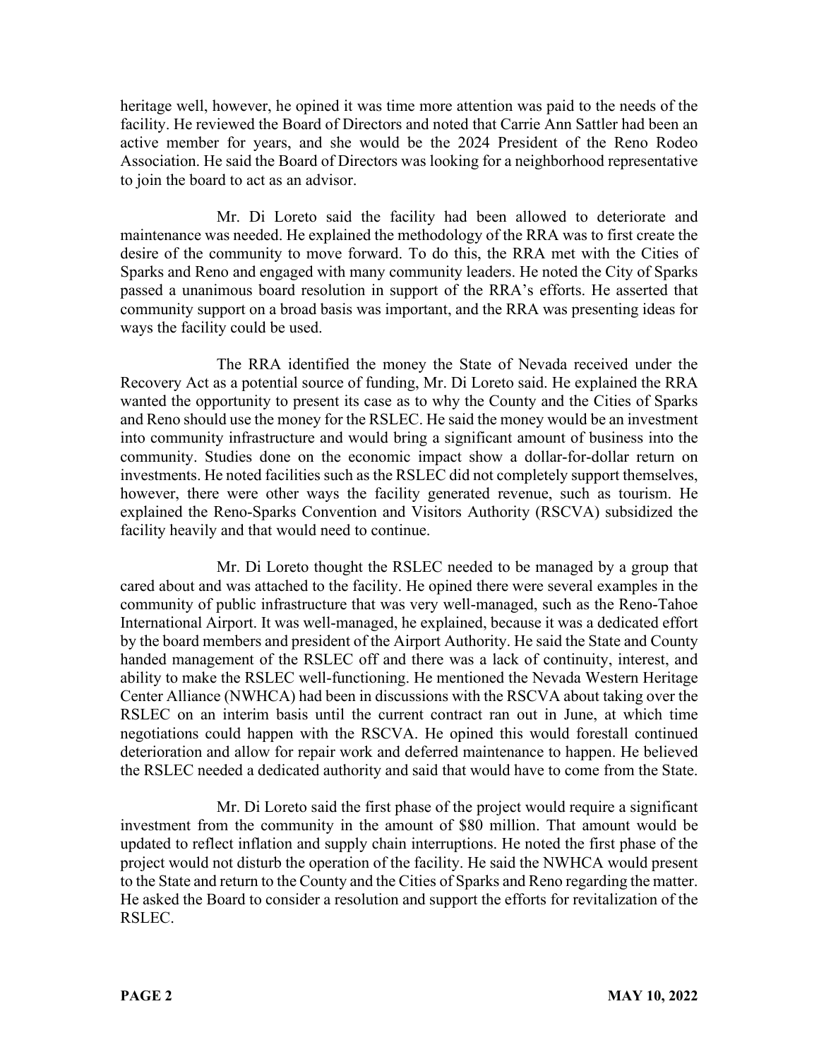heritage well, however, he opined it was time more attention was paid to the needs of the facility. He reviewed the Board of Directors and noted that Carrie Ann Sattler had been an active member for years, and she would be the 2024 President of the Reno Rodeo Association. He said the Board of Directors was looking for a neighborhood representative to join the board to act as an advisor.

Mr. Di Loreto said the facility had been allowed to deteriorate and maintenance was needed. He explained the methodology of the RRA was to first create the desire of the community to move forward. To do this, the RRA met with the Cities of Sparks and Reno and engaged with many community leaders. He noted the City of Sparks passed a unanimous board resolution in support of the RRA's efforts. He asserted that community support on a broad basis was important, and the RRA was presenting ideas for ways the facility could be used.

The RRA identified the money the State of Nevada received under the Recovery Act as a potential source of funding, Mr. Di Loreto said. He explained the RRA wanted the opportunity to present its case as to why the County and the Cities of Sparks and Reno should use the money for the RSLEC. He said the money would be an investment into community infrastructure and would bring a significant amount of business into the community. Studies done on the economic impact show a dollar-for-dollar return on investments. He noted facilities such as the RSLEC did not completely support themselves, however, there were other ways the facility generated revenue, such as tourism. He explained the Reno-Sparks Convention and Visitors Authority (RSCVA) subsidized the facility heavily and that would need to continue.

Mr. Di Loreto thought the RSLEC needed to be managed by a group that cared about and was attached to the facility. He opined there were several examples in the community of public infrastructure that was very well-managed, such as the Reno-Tahoe International Airport. It was well-managed, he explained, because it was a dedicated effort by the board members and president of the Airport Authority. He said the State and County handed management of the RSLEC off and there was a lack of continuity, interest, and ability to make the RSLEC well-functioning. He mentioned the Nevada Western Heritage Center Alliance (NWHCA) had been in discussions with the RSCVA about taking over the RSLEC on an interim basis until the current contract ran out in June, at which time negotiations could happen with the RSCVA. He opined this would forestall continued deterioration and allow for repair work and deferred maintenance to happen. He believed the RSLEC needed a dedicated authority and said that would have to come from the State.

Mr. Di Loreto said the first phase of the project would require a significant investment from the community in the amount of $80 million. That amount would be updated to reflect inflation and supply chain interruptions. He noted the first phase of the project would not disturb the operation of the facility. He said the NWHCA would present to the State and return to the County and the Cities of Sparks and Reno regarding the matter. He asked the Board to consider a resolution and support the efforts for revitalization of the RSLEC.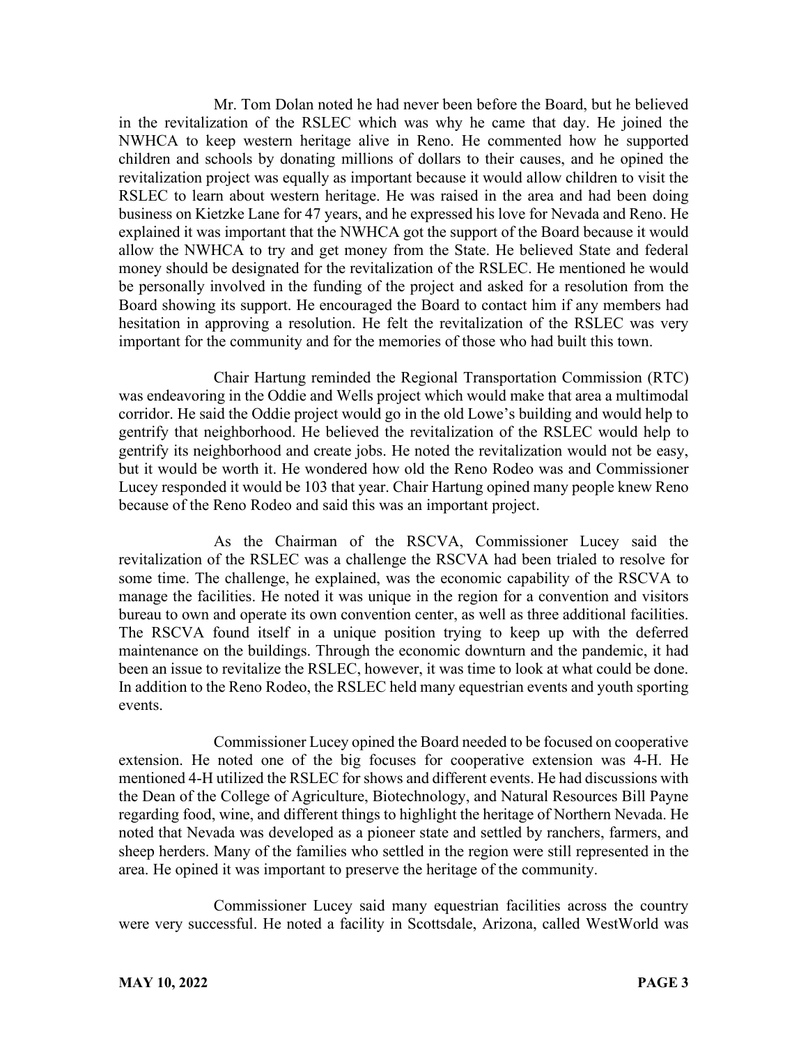Mr. Tom Dolan noted he had never been before the Board, but he believed in the revitalization of the RSLEC which was why he came that day. He joined the NWHCA to keep western heritage alive in Reno. He commented how he supported children and schools by donating millions of dollars to their causes, and he opined the revitalization project was equally as important because it would allow children to visit the RSLEC to learn about western heritage. He was raised in the area and had been doing business on Kietzke Lane for 47 years, and he expressed his love for Nevada and Reno. He explained it was important that the NWHCA got the support of the Board because it would allow the NWHCA to try and get money from the State. He believed State and federal money should be designated for the revitalization of the RSLEC. He mentioned he would be personally involved in the funding of the project and asked for a resolution from the Board showing its support. He encouraged the Board to contact him if any members had hesitation in approving a resolution. He felt the revitalization of the RSLEC was very important for the community and for the memories of those who had built this town.

Chair Hartung reminded the Regional Transportation Commission (RTC) was endeavoring in the Oddie and Wells project which would make that area a multimodal corridor. He said the Oddie project would go in the old Lowe's building and would help to gentrify that neighborhood. He believed the revitalization of the RSLEC would help to gentrify its neighborhood and create jobs. He noted the revitalization would not be easy, but it would be worth it. He wondered how old the Reno Rodeo was and Commissioner Lucey responded it would be 103 that year. Chair Hartung opined many people knew Reno because of the Reno Rodeo and said this was an important project.

As the Chairman of the RSCVA, Commissioner Lucey said the revitalization of the RSLEC was a challenge the RSCVA had been trialed to resolve for some time. The challenge, he explained, was the economic capability of the RSCVA to manage the facilities. He noted it was unique in the region for a convention and visitors bureau to own and operate its own convention center, as well as three additional facilities. The RSCVA found itself in a unique position trying to keep up with the deferred maintenance on the buildings. Through the economic downturn and the pandemic, it had been an issue to revitalize the RSLEC, however, it was time to look at what could be done. In addition to the Reno Rodeo, the RSLEC held many equestrian events and youth sporting events.

Commissioner Lucey opined the Board needed to be focused on cooperative extension. He noted one of the big focuses for cooperative extension was 4-H. He mentioned 4-H utilized the RSLEC for shows and different events. He had discussions with the Dean of the College of Agriculture, Biotechnology, and Natural Resources Bill Payne regarding food, wine, and different things to highlight the heritage of Northern Nevada. He noted that Nevada was developed as a pioneer state and settled by ranchers, farmers, and sheep herders. Many of the families who settled in the region were still represented in the area. He opined it was important to preserve the heritage of the community.

Commissioner Lucey said many equestrian facilities across the country were very successful. He noted a facility in Scottsdale, Arizona, called WestWorld was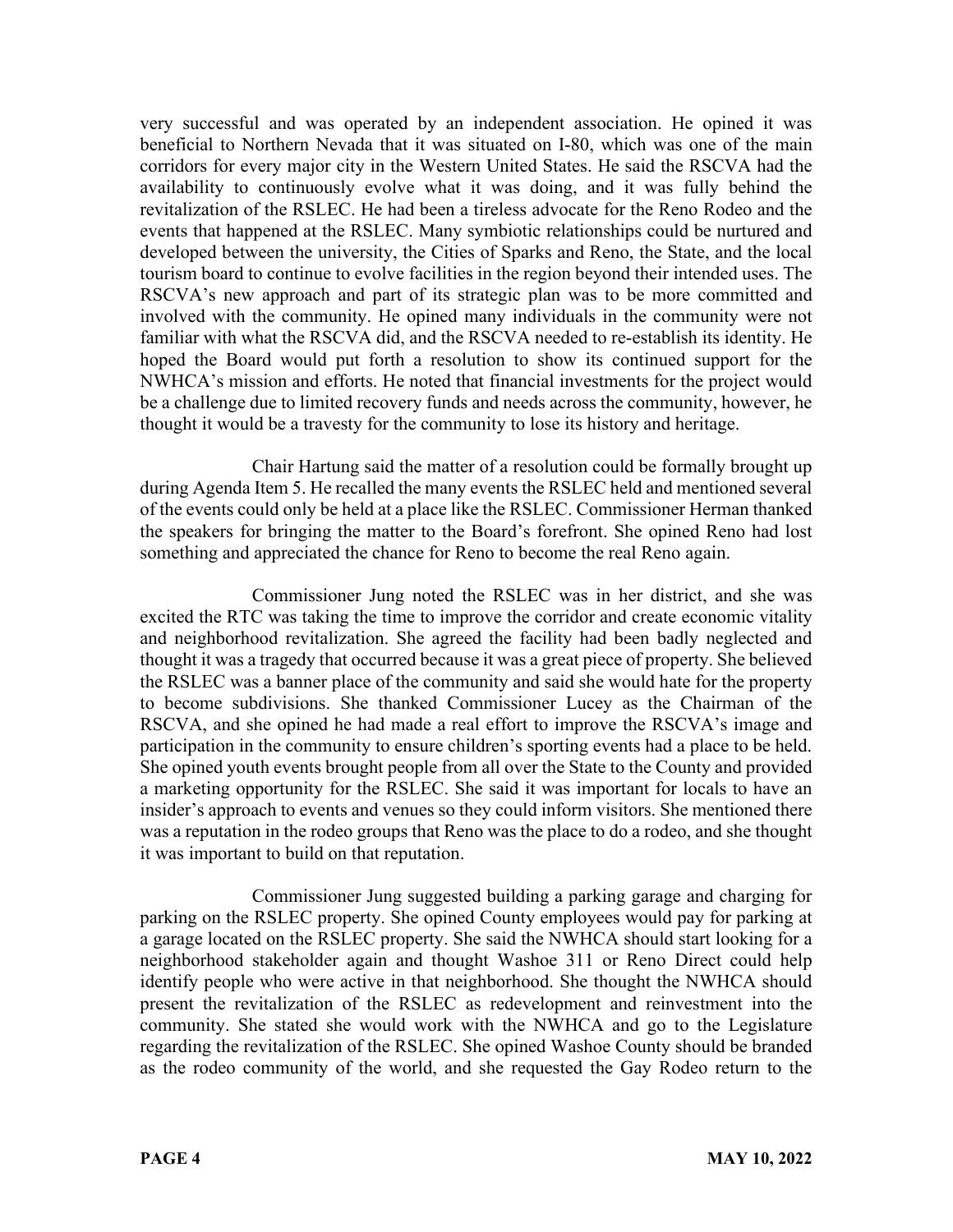very successful and was operated by an independent association. He opined it was beneficial to Northern Nevada that it was situated on I-80, which was one of the main corridors for every major city in the Western United States. He said the RSCVA had the availability to continuously evolve what it was doing, and it was fully behind the revitalization of the RSLEC. He had been a tireless advocate for the Reno Rodeo and the events that happened at the RSLEC. Many symbiotic relationships could be nurtured and developed between the university, the Cities of Sparks and Reno, the State, and the local tourism board to continue to evolve facilities in the region beyond their intended uses. The RSCVA's new approach and part of its strategic plan was to be more committed and involved with the community. He opined many individuals in the community were not familiar with what the RSCVA did, and the RSCVA needed to re-establish its identity. He hoped the Board would put forth a resolution to show its continued support for the NWHCA's mission and efforts. He noted that financial investments for the project would be a challenge due to limited recovery funds and needs across the community, however, he thought it would be a travesty for the community to lose its history and heritage.

Chair Hartung said the matter of a resolution could be formally brought up during Agenda Item 5. He recalled the many events the RSLEC held and mentioned several of the events could only be held at a place like the RSLEC. Commissioner Herman thanked the speakers for bringing the matter to the Board's forefront. She opined Reno had lost something and appreciated the chance for Reno to become the real Reno again.

Commissioner Jung noted the RSLEC was in her district, and she was excited the RTC was taking the time to improve the corridor and create economic vitality and neighborhood revitalization. She agreed the facility had been badly neglected and thought it was a tragedy that occurred because it was a great piece of property. She believed the RSLEC was a banner place of the community and said she would hate for the property to become subdivisions. She thanked Commissioner Lucey as the Chairman of the RSCVA, and she opined he had made a real effort to improve the RSCVA's image and participation in the community to ensure children's sporting events had a place to be held. She opined youth events brought people from all over the State to the County and provided a marketing opportunity for the RSLEC. She said it was important for locals to have an insider's approach to events and venues so they could inform visitors. She mentioned there was a reputation in the rodeo groups that Reno was the place to do a rodeo, and she thought it was important to build on that reputation.

Commissioner Jung suggested building a parking garage and charging for parking on the RSLEC property. She opined County employees would pay for parking at a garage located on the RSLEC property. She said the NWHCA should start looking for a neighborhood stakeholder again and thought Washoe 311 or Reno Direct could help identify people who were active in that neighborhood. She thought the NWHCA should present the revitalization of the RSLEC as redevelopment and reinvestment into the community. She stated she would work with the NWHCA and go to the Legislature regarding the revitalization of the RSLEC. She opined Washoe County should be branded as the rodeo community of the world, and she requested the Gay Rodeo return to the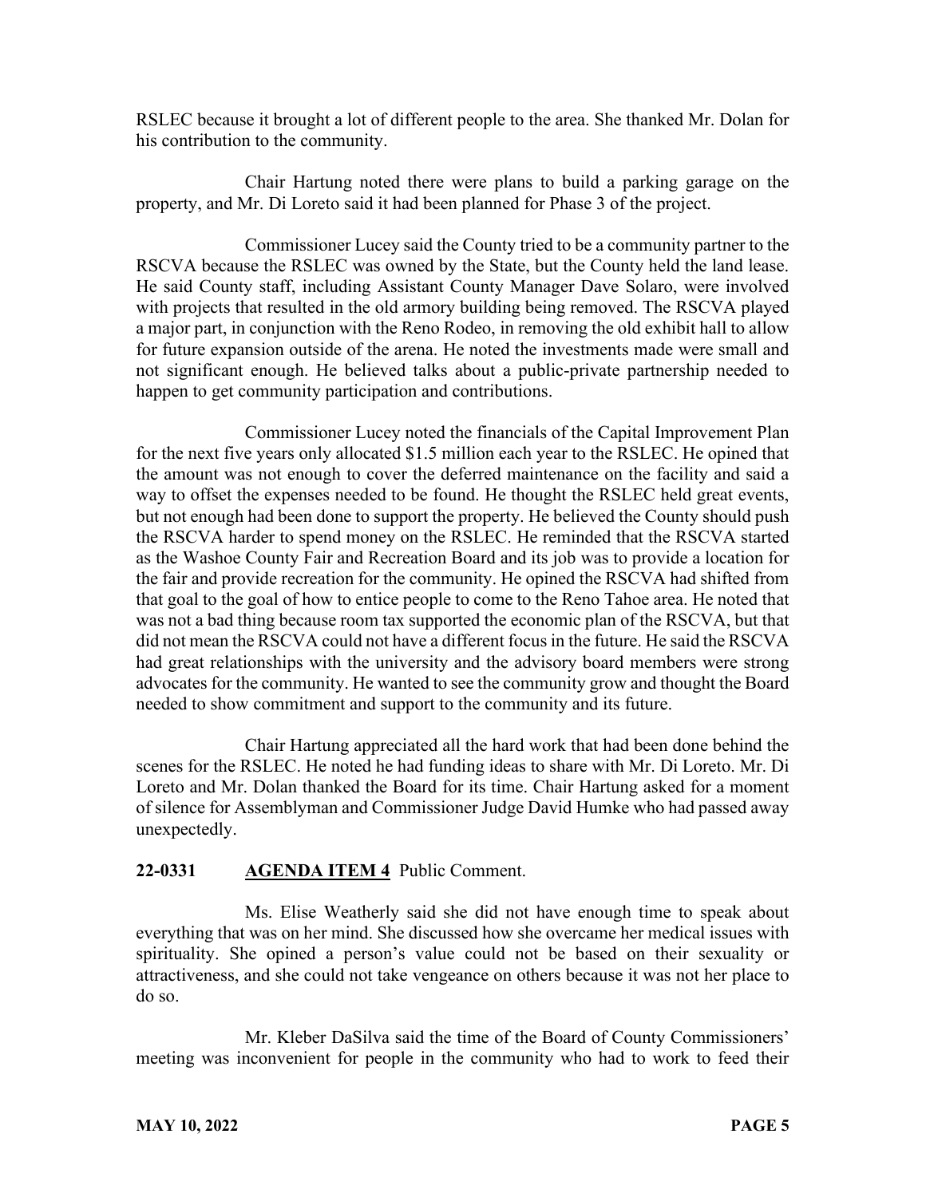RSLEC because it brought a lot of different people to the area. She thanked Mr. Dolan for his contribution to the community.

Chair Hartung noted there were plans to build a parking garage on the property, and Mr. Di Loreto said it had been planned for Phase 3 of the project.

Commissioner Lucey said the County tried to be a community partner to the RSCVA because the RSLEC was owned by the State, but the County held the land lease. He said County staff, including Assistant County Manager Dave Solaro, were involved with projects that resulted in the old armory building being removed. The RSCVA played a major part, in conjunction with the Reno Rodeo, in removing the old exhibit hall to allow for future expansion outside of the arena. He noted the investments made were small and not significant enough. He believed talks about a public-private partnership needed to happen to get community participation and contributions.

Commissioner Lucey noted the financials of the Capital Improvement Plan for the next five years only allocated $1.5 million each year to the RSLEC. He opined that the amount was not enough to cover the deferred maintenance on the facility and said a way to offset the expenses needed to be found. He thought the RSLEC held great events, but not enough had been done to support the property. He believed the County should push the RSCVA harder to spend money on the RSLEC. He reminded that the RSCVA started as the Washoe County Fair and Recreation Board and its job was to provide a location for the fair and provide recreation for the community. He opined the RSCVA had shifted from that goal to the goal of how to entice people to come to the Reno Tahoe area. He noted that was not a bad thing because room tax supported the economic plan of the RSCVA, but that did not mean the RSCVA could not have a different focus in the future. He said the RSCVA had great relationships with the university and the advisory board members were strong advocates for the community. He wanted to see the community grow and thought the Board needed to show commitment and support to the community and its future.

Chair Hartung appreciated all the hard work that had been done behind the scenes for the RSLEC. He noted he had funding ideas to share with Mr. Di Loreto. Mr. Di Loreto and Mr. Dolan thanked the Board for its time. Chair Hartung asked for a moment of silence for Assemblyman and Commissioner Judge David Humke who had passed away unexpectedly.

**22-0331 AGENDA ITEM 4** Public Comment.

Ms. Elise Weatherly said she did not have enough time to speak about everything that was on her mind. She discussed how she overcame her medical issues with spirituality. She opined a person's value could not be based on their sexuality or attractiveness, and she could not take vengeance on others because it was not her place to do so.

Mr. Kleber DaSilva said the time of the Board of County Commissioners' meeting was inconvenient for people in the community who had to work to feed their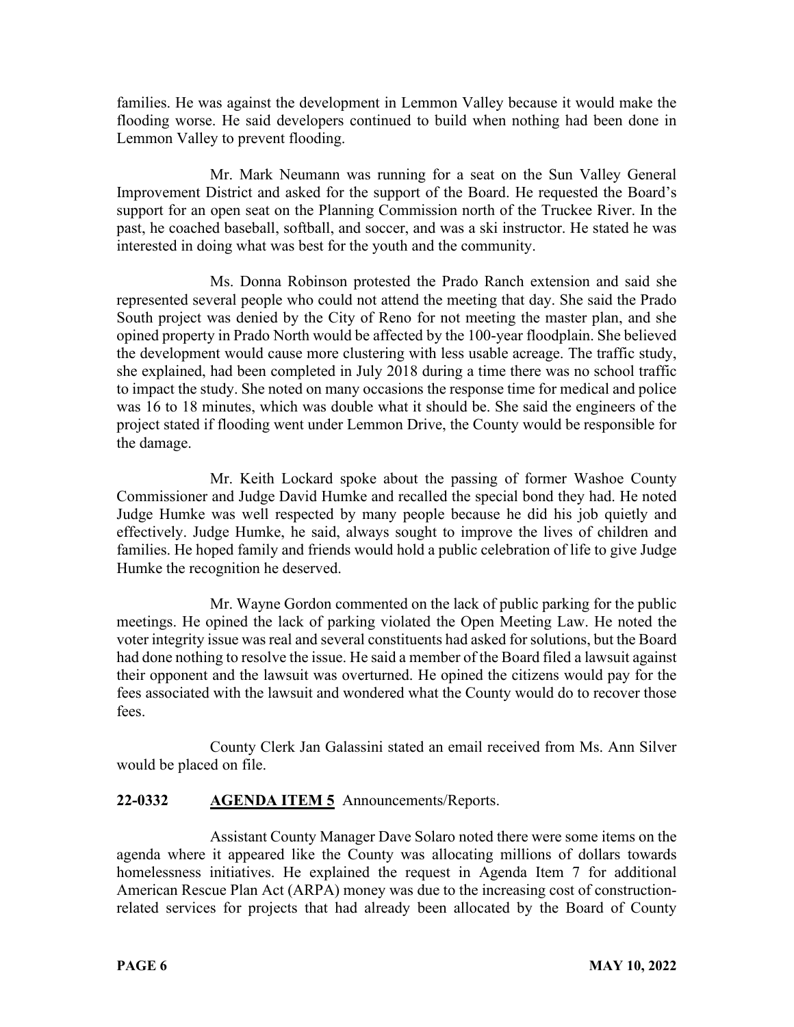families. He was against the development in Lemmon Valley because it would make the flooding worse. He said developers continued to build when nothing had been done in Lemmon Valley to prevent flooding.

Mr. Mark Neumann was running for a seat on the Sun Valley General Improvement District and asked for the support of the Board. He requested the Board's support for an open seat on the Planning Commission north of the Truckee River. In the past, he coached baseball, softball, and soccer, and was a ski instructor. He stated he was interested in doing what was best for the youth and the community.

Ms. Donna Robinson protested the Prado Ranch extension and said she represented several people who could not attend the meeting that day. She said the Prado South project was denied by the City of Reno for not meeting the master plan, and she opined property in Prado North would be affected by the 100-year floodplain. She believed the development would cause more clustering with less usable acreage. The traffic study, she explained, had been completed in July 2018 during a time there was no school traffic to impact the study. She noted on many occasions the response time for medical and police was 16 to 18 minutes, which was double what it should be. She said the engineers of the project stated if flooding went under Lemmon Drive, the County would be responsible for the damage.

Mr. Keith Lockard spoke about the passing of former Washoe County Commissioner and Judge David Humke and recalled the special bond they had. He noted Judge Humke was well respected by many people because he did his job quietly and effectively. Judge Humke, he said, always sought to improve the lives of children and families. He hoped family and friends would hold a public celebration of life to give Judge Humke the recognition he deserved.

Mr. Wayne Gordon commented on the lack of public parking for the public meetings. He opined the lack of parking violated the Open Meeting Law. He noted the voter integrity issue was real and several constituents had asked for solutions, but the Board had done nothing to resolve the issue. He said a member of the Board filed a lawsuit against their opponent and the lawsuit was overturned. He opined the citizens would pay for the fees associated with the lawsuit and wondered what the County would do to recover those fees.

County Clerk Jan Galassini stated an email received from Ms. Ann Silver would be placed on file.

**22-0332 AGENDA ITEM 5** Announcements/Reports.

Assistant County Manager Dave Solaro noted there were some items on the agenda where it appeared like the County was allocating millions of dollars towards homelessness initiatives. He explained the request in Agenda Item 7 for additional American Rescue Plan Act (ARPA) money was due to the increasing cost of construction-related services for projects that had already been allocated by the Board of County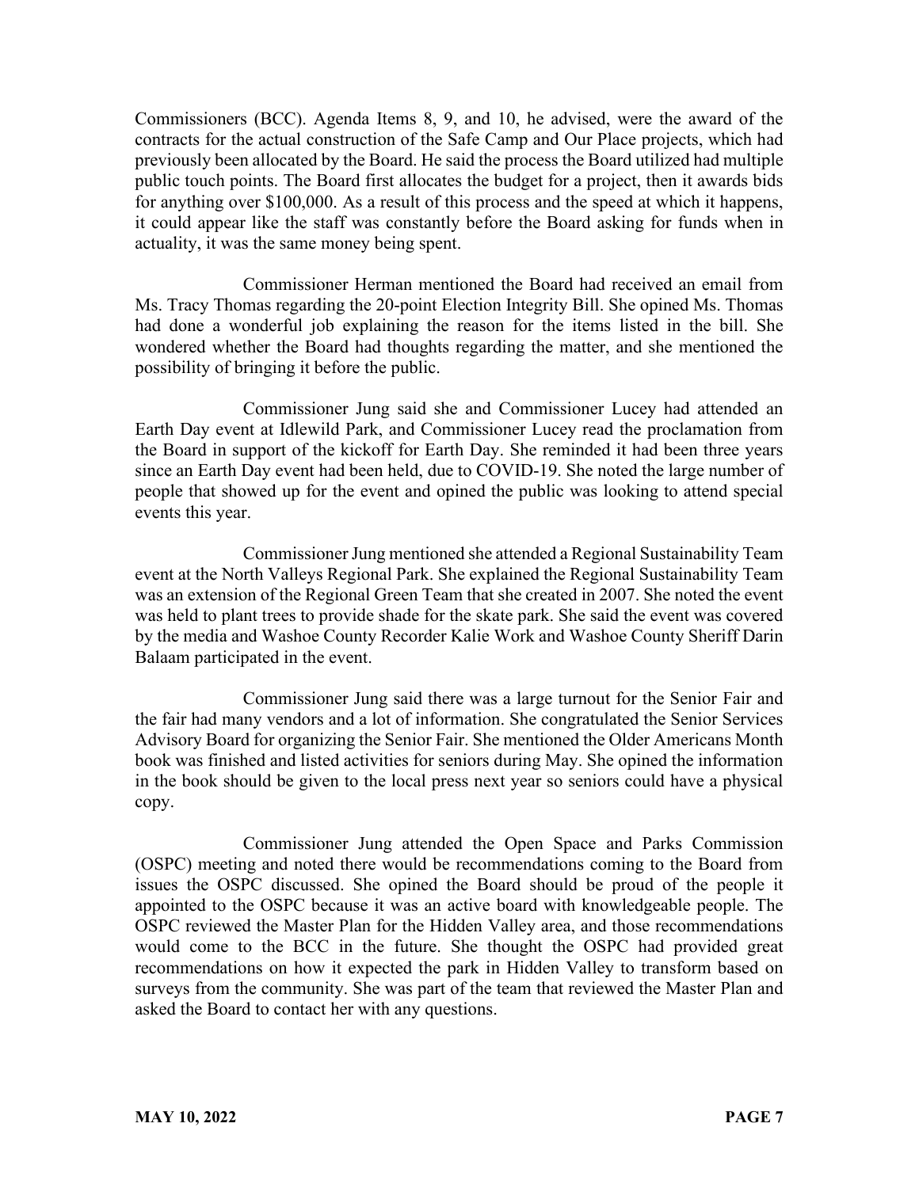Commissioners (BCC). Agenda Items 8, 9, and 10, he advised, were the award of the contracts for the actual construction of the Safe Camp and Our Place projects, which had previously been allocated by the Board. He said the process the Board utilized had multiple public touch points. The Board first allocates the budget for a project, then it awards bids for anything over $100,000. As a result of this process and the speed at which it happens, it could appear like the staff was constantly before the Board asking for funds when in actuality, it was the same money being spent.

Commissioner Herman mentioned the Board had received an email from Ms. Tracy Thomas regarding the 20-point Election Integrity Bill. She opined Ms. Thomas had done a wonderful job explaining the reason for the items listed in the bill. She wondered whether the Board had thoughts regarding the matter, and she mentioned the possibility of bringing it before the public.

Commissioner Jung said she and Commissioner Lucey had attended an Earth Day event at Idlewild Park, and Commissioner Lucey read the proclamation from the Board in support of the kickoff for Earth Day. She reminded it had been three years since an Earth Day event had been held, due to COVID-19. She noted the large number of people that showed up for the event and opined the public was looking to attend special events this year.

Commissioner Jung mentioned she attended a Regional Sustainability Team event at the North Valleys Regional Park. She explained the Regional Sustainability Team was an extension of the Regional Green Team that she created in 2007. She noted the event was held to plant trees to provide shade for the skate park. She said the event was covered by the media and Washoe County Recorder Kalie Work and Washoe County Sheriff Darin Balaam participated in the event.

Commissioner Jung said there was a large turnout for the Senior Fair and the fair had many vendors and a lot of information. She congratulated the Senior Services Advisory Board for organizing the Senior Fair. She mentioned the Older Americans Month book was finished and listed activities for seniors during May. She opined the information in the book should be given to the local press next year so seniors could have a physical copy.

Commissioner Jung attended the Open Space and Parks Commission (OSPC) meeting and noted there would be recommendations coming to the Board from issues the OSPC discussed. She opined the Board should be proud of the people it appointed to the OSPC because it was an active board with knowledgeable people. The OSPC reviewed the Master Plan for the Hidden Valley area, and those recommendations would come to the BCC in the future. She thought the OSPC had provided great recommendations on how it expected the park in Hidden Valley to transform based on surveys from the community. She was part of the team that reviewed the Master Plan and asked the Board to contact her with any questions.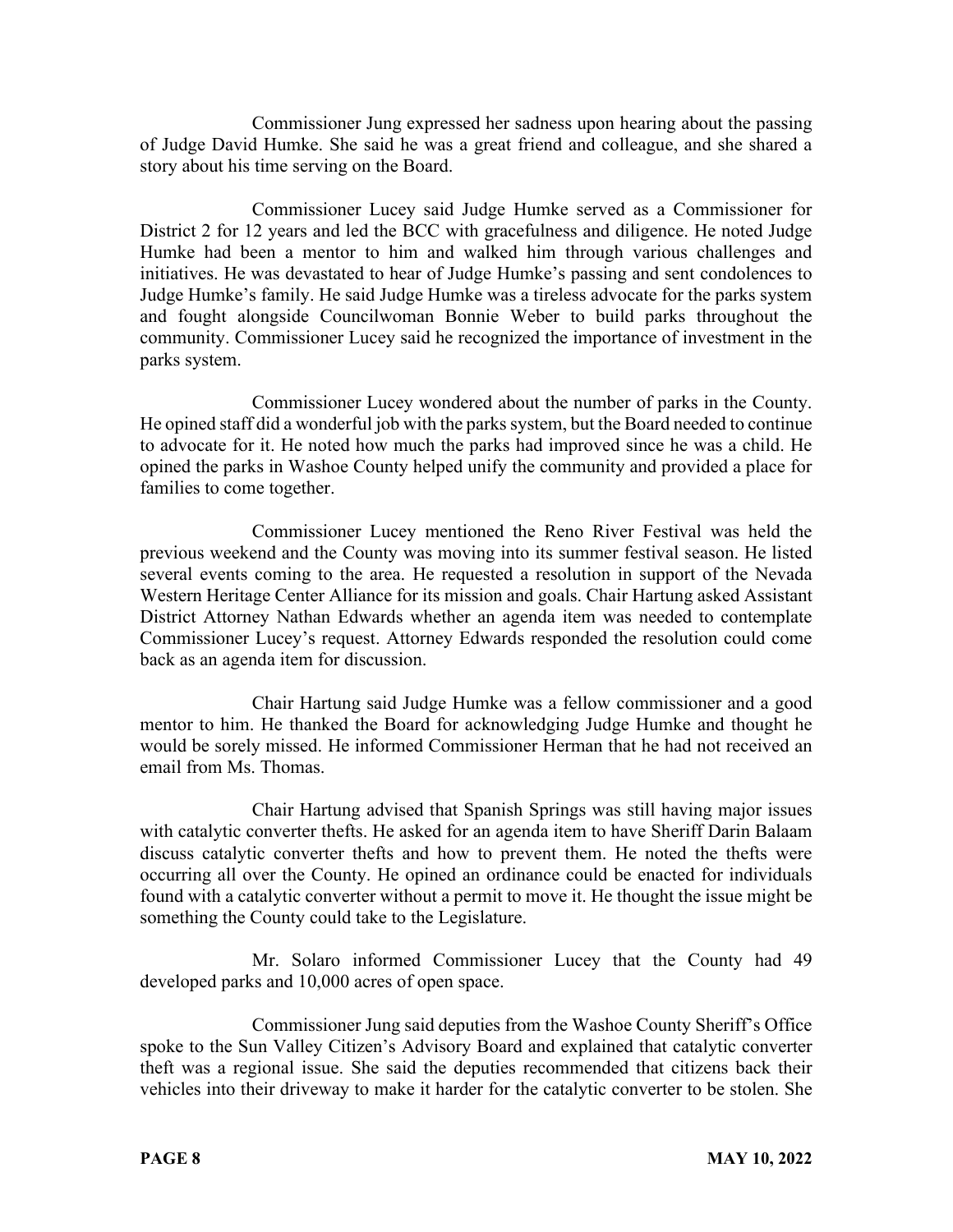Commissioner Jung expressed her sadness upon hearing about the passing of Judge David Humke. She said he was a great friend and colleague, and she shared a story about his time serving on the Board.

Commissioner Lucey said Judge Humke served as a Commissioner for District 2 for 12 years and led the BCC with gracefulness and diligence. He noted Judge Humke had been a mentor to him and walked him through various challenges and initiatives. He was devastated to hear of Judge Humke's passing and sent condolences to Judge Humke's family. He said Judge Humke was a tireless advocate for the parks system and fought alongside Councilwoman Bonnie Weber to build parks throughout the community. Commissioner Lucey said he recognized the importance of investment in the parks system.

Commissioner Lucey wondered about the number of parks in the County. He opined staff did a wonderful job with the parks system, but the Board needed to continue to advocate for it. He noted how much the parks had improved since he was a child. He opined the parks in Washoe County helped unify the community and provided a place for families to come together.

Commissioner Lucey mentioned the Reno River Festival was held the previous weekend and the County was moving into its summer festival season. He listed several events coming to the area. He requested a resolution in support of the Nevada Western Heritage Center Alliance for its mission and goals. Chair Hartung asked Assistant District Attorney Nathan Edwards whether an agenda item was needed to contemplate Commissioner Lucey's request. Attorney Edwards responded the resolution could come back as an agenda item for discussion.

Chair Hartung said Judge Humke was a fellow commissioner and a good mentor to him. He thanked the Board for acknowledging Judge Humke and thought he would be sorely missed. He informed Commissioner Herman that he had not received an email from Ms. Thomas.

Chair Hartung advised that Spanish Springs was still having major issues with catalytic converter thefts. He asked for an agenda item to have Sheriff Darin Balaam discuss catalytic converter thefts and how to prevent them. He noted the thefts were occurring all over the County. He opined an ordinance could be enacted for individuals found with a catalytic converter without a permit to move it. He thought the issue might be something the County could take to the Legislature.

Mr. Solaro informed Commissioner Lucey that the County had 49 developed parks and 10,000 acres of open space.

Commissioner Jung said deputies from the Washoe County Sheriff's Office spoke to the Sun Valley Citizen's Advisory Board and explained that catalytic converter theft was a regional issue. She said the deputies recommended that citizens back their vehicles into their driveway to make it harder for the catalytic converter to be stolen. She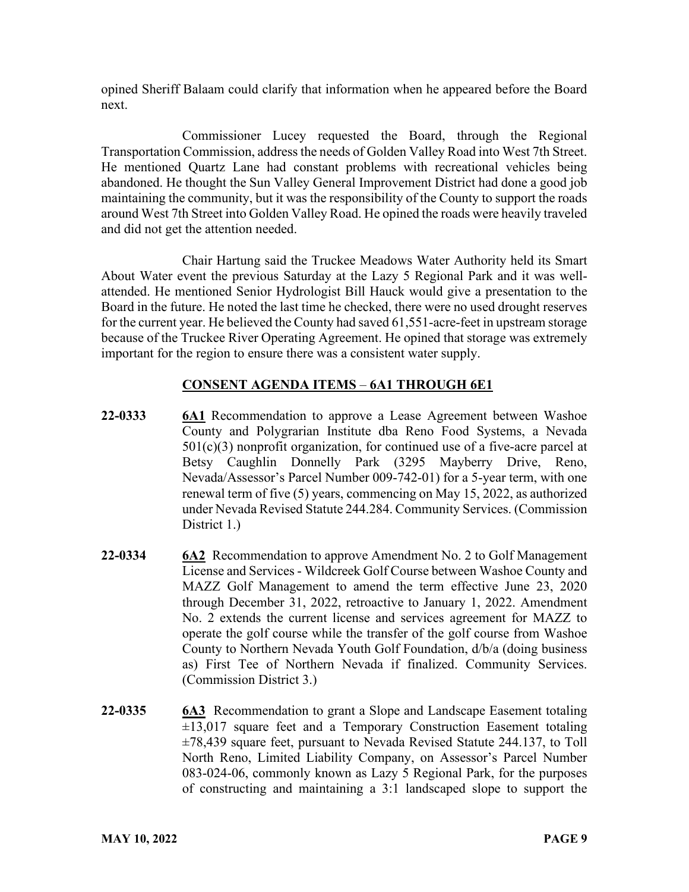opined Sheriff Balaam could clarify that information when he appeared before the Board next.

Commissioner Lucey requested the Board, through the Regional Transportation Commission, address the needs of Golden Valley Road into West 7th Street. He mentioned Quartz Lane had constant problems with recreational vehicles being abandoned. He thought the Sun Valley General Improvement District had done a good job maintaining the community, but it was the responsibility of the County to support the roads around West 7th Street into Golden Valley Road. He opined the roads were heavily traveled and did not get the attention needed.

Chair Hartung said the Truckee Meadows Water Authority held its Smart About Water event the previous Saturday at the Lazy 5 Regional Park and it was well-attended. He mentioned Senior Hydrologist Bill Hauck would give a presentation to the Board in the future. He noted the last time he checked, there were no used drought reserves for the current year. He believed the County had saved 61,551-acre-feet in upstream storage because of the Truckee River Operating Agreement. He opined that storage was extremely important for the region to ensure there was a consistent water supply.

## CONSENT AGENDA ITEMS – 6A1 THROUGH 6E1

**22-0333** **6A1** Recommendation to approve a Lease Agreement between Washoe County and Polygrarian Institute dba Reno Food Systems, a Nevada 501(c)(3) nonprofit organization, for continued use of a five-acre parcel at Betsy Caughlin Donnelly Park (3295 Mayberry Drive, Reno, Nevada/Assessor's Parcel Number 009-742-01) for a 5-year term, with one renewal term of five (5) years, commencing on May 15, 2022, as authorized under Nevada Revised Statute 244.284. Community Services. (Commission District 1.)

**22-0334** **6A2** Recommendation to approve Amendment No. 2 to Golf Management License and Services - Wildcreek Golf Course between Washoe County and MAZZ Golf Management to amend the term effective June 23, 2020 through December 31, 2022, retroactive to January 1, 2022. Amendment No. 2 extends the current license and services agreement for MAZZ to operate the golf course while the transfer of the golf course from Washoe County to Northern Nevada Youth Golf Foundation, d/b/a (doing business as) First Tee of Northern Nevada if finalized. Community Services. (Commission District 3.)

**22-0335** **6A3** Recommendation to grant a Slope and Landscape Easement totaling ±13,017 square feet and a Temporary Construction Easement totaling ±78,439 square feet, pursuant to Nevada Revised Statute 244.137, to Toll North Reno, Limited Liability Company, on Assessor's Parcel Number 083-024-06, commonly known as Lazy 5 Regional Park, for the purposes of constructing and maintaining a 3:1 landscaped slope to support the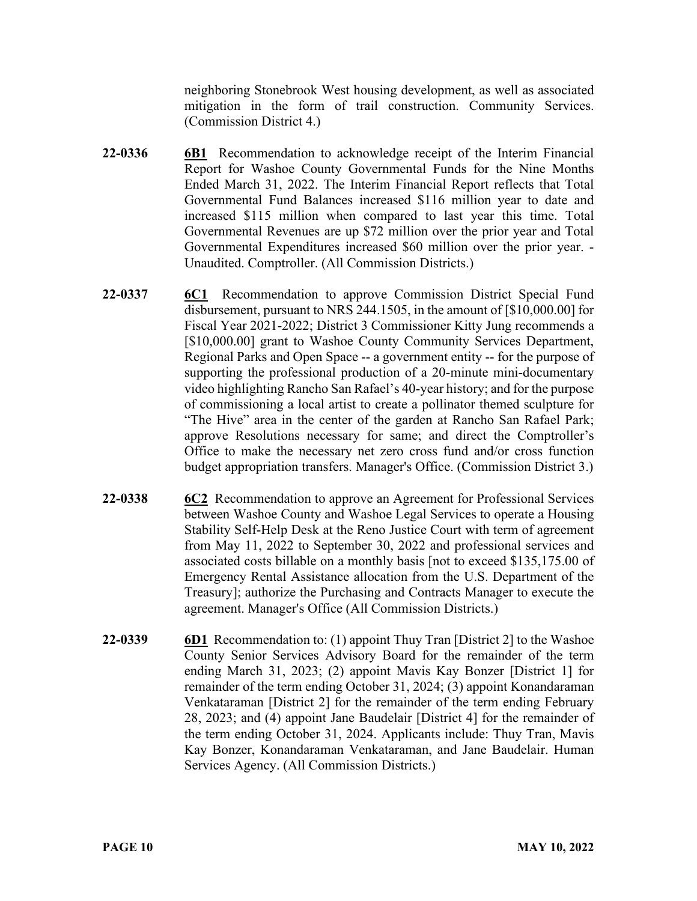neighboring Stonebrook West housing development, as well as associated mitigation in the form of trail construction. Community Services. (Commission District 4.)

**22-0336** **6B1** Recommendation to acknowledge receipt of the Interim Financial Report for Washoe County Governmental Funds for the Nine Months Ended March 31, 2022. The Interim Financial Report reflects that Total Governmental Fund Balances increased $116 million year to date and increased $115 million when compared to last year this time. Total Governmental Revenues are up $72 million over the prior year and Total Governmental Expenditures increased $60 million over the prior year. - Unaudited. Comptroller. (All Commission Districts.)

**22-0337** **6C1** Recommendation to approve Commission District Special Fund disbursement, pursuant to NRS 244.1505, in the amount of [$10,000.00] for Fiscal Year 2021-2022; District 3 Commissioner Kitty Jung recommends a [$10,000.00] grant to Washoe County Community Services Department, Regional Parks and Open Space -- a government entity -- for the purpose of supporting the professional production of a 20-minute mini-documentary video highlighting Rancho San Rafael's 40-year history; and for the purpose of commissioning a local artist to create a pollinator themed sculpture for "The Hive" area in the center of the garden at Rancho San Rafael Park; approve Resolutions necessary for same; and direct the Comptroller's Office to make the necessary net zero cross fund and/or cross function budget appropriation transfers. Manager's Office. (Commission District 3.)

**22-0338** **6C2** Recommendation to approve an Agreement for Professional Services between Washoe County and Washoe Legal Services to operate a Housing Stability Self-Help Desk at the Reno Justice Court with term of agreement from May 11, 2022 to September 30, 2022 and professional services and associated costs billable on a monthly basis [not to exceed $135,175.00 of Emergency Rental Assistance allocation from the U.S. Department of the Treasury]; authorize the Purchasing and Contracts Manager to execute the agreement. Manager's Office (All Commission Districts.)

**22-0339** **6D1** Recommendation to: (1) appoint Thuy Tran [District 2] to the Washoe County Senior Services Advisory Board for the remainder of the term ending March 31, 2023; (2) appoint Mavis Kay Bonzer [District 1] for remainder of the term ending October 31, 2024; (3) appoint Konandaraman Venkataraman [District 2] for the remainder of the term ending February 28, 2023; and (4) appoint Jane Baudelair [District 4] for the remainder of the term ending October 31, 2024. Applicants include: Thuy Tran, Mavis Kay Bonzer, Konandaraman Venkataraman, and Jane Baudelair. Human Services Agency. (All Commission Districts.)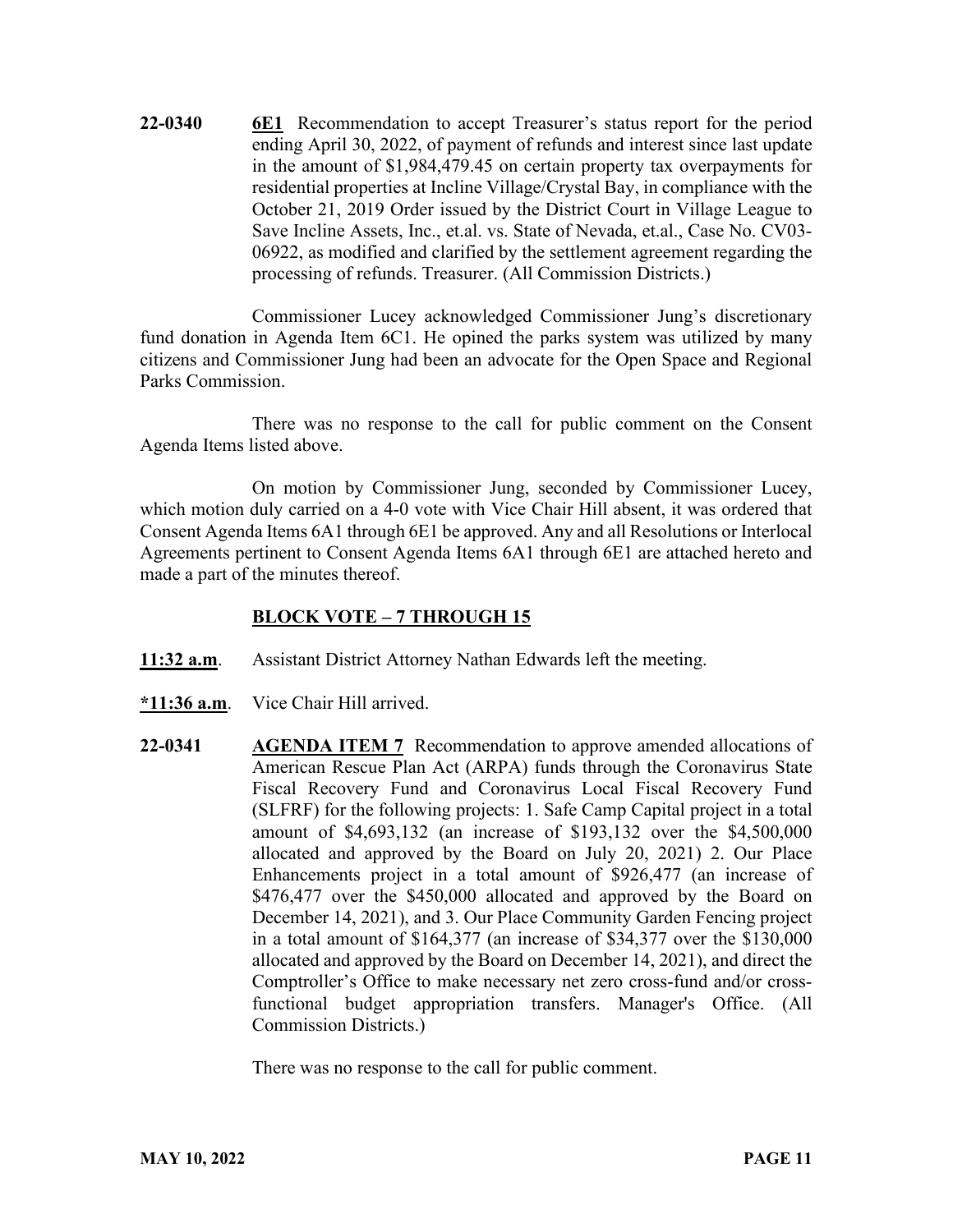**22-0340** **6E1** Recommendation to accept Treasurer's status report for the period ending April 30, 2022, of payment of refunds and interest since last update in the amount of $1,984,479.45 on certain property tax overpayments for residential properties at Incline Village/Crystal Bay, in compliance with the October 21, 2019 Order issued by the District Court in Village League to Save Incline Assets, Inc., et.al. vs. State of Nevada, et.al., Case No. CV03-06922, as modified and clarified by the settlement agreement regarding the processing of refunds. Treasurer. (All Commission Districts.)

Commissioner Lucey acknowledged Commissioner Jung's discretionary fund donation in Agenda Item 6C1. He opined the parks system was utilized by many citizens and Commissioner Jung had been an advocate for the Open Space and Regional Parks Commission.

There was no response to the call for public comment on the Consent Agenda Items listed above.

On motion by Commissioner Jung, seconded by Commissioner Lucey, which motion duly carried on a 4-0 vote with Vice Chair Hill absent, it was ordered that Consent Agenda Items 6A1 through 6E1 be approved. Any and all Resolutions or Interlocal Agreements pertinent to Consent Agenda Items 6A1 through 6E1 are attached hereto and made a part of the minutes thereof.

**BLOCK VOTE – 7 THROUGH 15**

**11:32 a.m**. Assistant District Attorney Nathan Edwards left the meeting.

**\*11:36 a.m**. Vice Chair Hill arrived.

**22-0341** **AGENDA ITEM 7** Recommendation to approve amended allocations of American Rescue Plan Act (ARPA) funds through the Coronavirus State Fiscal Recovery Fund and Coronavirus Local Fiscal Recovery Fund (SLFRF) for the following projects: 1. Safe Camp Capital project in a total amount of $4,693,132 (an increase of $193,132 over the $4,500,000 allocated and approved by the Board on July 20, 2021) 2. Our Place Enhancements project in a total amount of $926,477 (an increase of $476,477 over the $450,000 allocated and approved by the Board on December 14, 2021), and 3. Our Place Community Garden Fencing project in a total amount of $164,377 (an increase of $34,377 over the $130,000 allocated and approved by the Board on December 14, 2021), and direct the Comptroller's Office to make necessary net zero cross-fund and/or cross-functional budget appropriation transfers. Manager's Office. (All Commission Districts.)

There was no response to the call for public comment.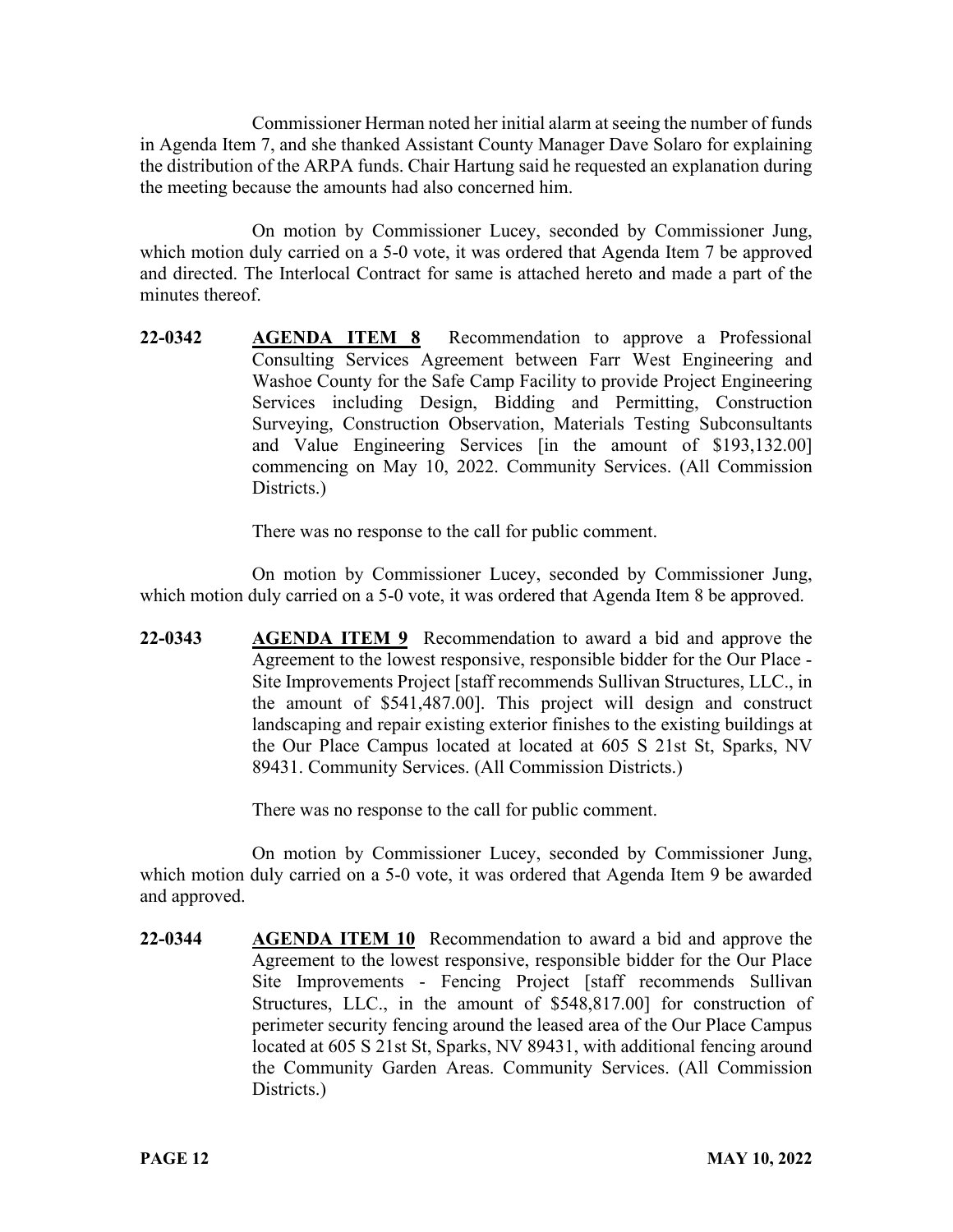Commissioner Herman noted her initial alarm at seeing the number of funds in Agenda Item 7, and she thanked Assistant County Manager Dave Solaro for explaining the distribution of the ARPA funds. Chair Hartung said he requested an explanation during the meeting because the amounts had also concerned him.

On motion by Commissioner Lucey, seconded by Commissioner Jung, which motion duly carried on a 5-0 vote, it was ordered that Agenda Item 7 be approved and directed. The Interlocal Contract for same is attached hereto and made a part of the minutes thereof.

**22-0342** **AGENDA ITEM 8** Recommendation to approve a Professional Consulting Services Agreement between Farr West Engineering and Washoe County for the Safe Camp Facility to provide Project Engineering Services including Design, Bidding and Permitting, Construction Surveying, Construction Observation, Materials Testing Subconsultants and Value Engineering Services [in the amount of $193,132.00] commencing on May 10, 2022. Community Services. (All Commission Districts.)

There was no response to the call for public comment.

On motion by Commissioner Lucey, seconded by Commissioner Jung, which motion duly carried on a 5-0 vote, it was ordered that Agenda Item 8 be approved.

**22-0343** **AGENDA ITEM 9** Recommendation to award a bid and approve the Agreement to the lowest responsive, responsible bidder for the Our Place - Site Improvements Project [staff recommends Sullivan Structures, LLC., in the amount of $541,487.00]. This project will design and construct landscaping and repair existing exterior finishes to the existing buildings at the Our Place Campus located at located at 605 S 21st St, Sparks, NV 89431. Community Services. (All Commission Districts.)

There was no response to the call for public comment.

On motion by Commissioner Lucey, seconded by Commissioner Jung, which motion duly carried on a 5-0 vote, it was ordered that Agenda Item 9 be awarded and approved.

**22-0344** **AGENDA ITEM 10** Recommendation to award a bid and approve the Agreement to the lowest responsive, responsible bidder for the Our Place Site Improvements - Fencing Project [staff recommends Sullivan Structures, LLC., in the amount of $548,817.00] for construction of perimeter security fencing around the leased area of the Our Place Campus located at 605 S 21st St, Sparks, NV 89431, with additional fencing around the Community Garden Areas. Community Services. (All Commission Districts.)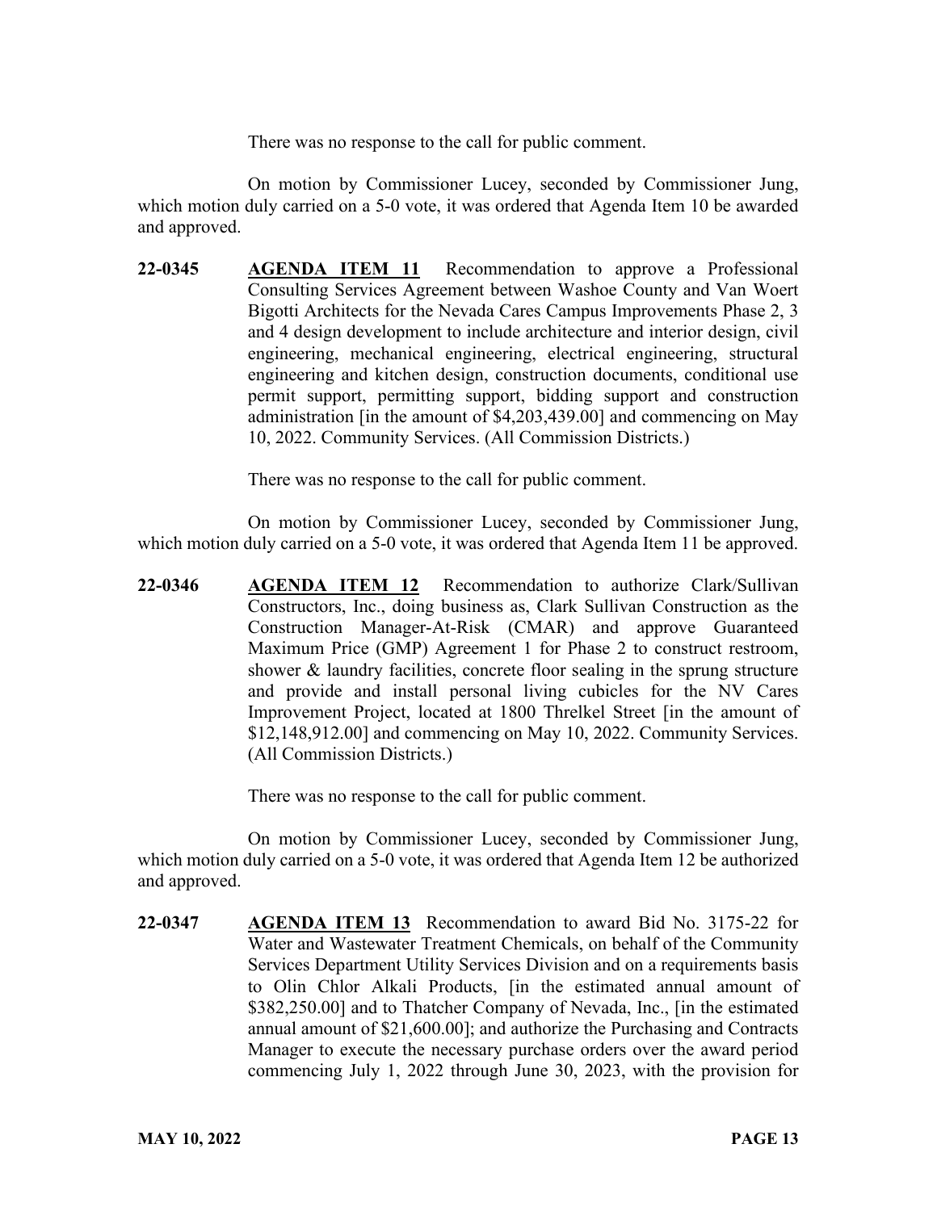There was no response to the call for public comment.

On motion by Commissioner Lucey, seconded by Commissioner Jung, which motion duly carried on a 5-0 vote, it was ordered that Agenda Item 10 be awarded and approved.

**22-0345** **AGENDA ITEM 11** Recommendation to approve a Professional Consulting Services Agreement between Washoe County and Van Woert Bigotti Architects for the Nevada Cares Campus Improvements Phase 2, 3 and 4 design development to include architecture and interior design, civil engineering, mechanical engineering, electrical engineering, structural engineering and kitchen design, construction documents, conditional use permit support, permitting support, bidding support and construction administration [in the amount of $4,203,439.00] and commencing on May 10, 2022. Community Services. (All Commission Districts.)

There was no response to the call for public comment.

On motion by Commissioner Lucey, seconded by Commissioner Jung, which motion duly carried on a 5-0 vote, it was ordered that Agenda Item 11 be approved.

**22-0346** **AGENDA ITEM 12** Recommendation to authorize Clark/Sullivan Constructors, Inc., doing business as, Clark Sullivan Construction as the Construction Manager-At-Risk (CMAR) and approve Guaranteed Maximum Price (GMP) Agreement 1 for Phase 2 to construct restroom, shower & laundry facilities, concrete floor sealing in the sprung structure and provide and install personal living cubicles for the NV Cares Improvement Project, located at 1800 Threlkel Street [in the amount of $12,148,912.00] and commencing on May 10, 2022. Community Services. (All Commission Districts.)

There was no response to the call for public comment.

On motion by Commissioner Lucey, seconded by Commissioner Jung, which motion duly carried on a 5-0 vote, it was ordered that Agenda Item 12 be authorized and approved.

**22-0347** **AGENDA ITEM 13** Recommendation to award Bid No. 3175-22 for Water and Wastewater Treatment Chemicals, on behalf of the Community Services Department Utility Services Division and on a requirements basis to Olin Chlor Alkali Products, [in the estimated annual amount of $382,250.00] and to Thatcher Company of Nevada, Inc., [in the estimated annual amount of $21,600.00]; and authorize the Purchasing and Contracts Manager to execute the necessary purchase orders over the award period commencing July 1, 2022 through June 30, 2023, with the provision for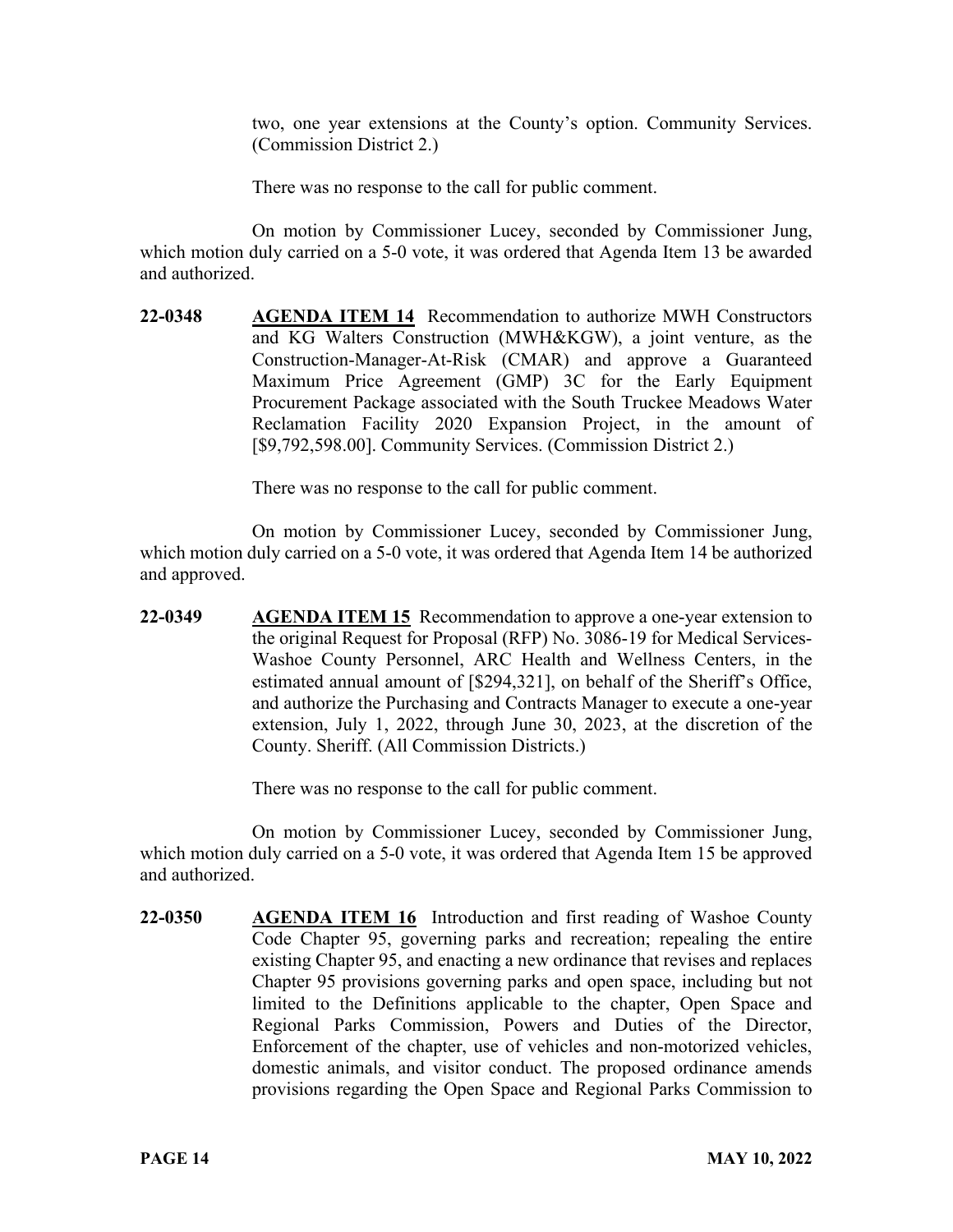two, one year extensions at the County's option. Community Services. (Commission District 2.)

There was no response to the call for public comment.

On motion by Commissioner Lucey, seconded by Commissioner Jung, which motion duly carried on a 5-0 vote, it was ordered that Agenda Item 13 be awarded and authorized.

**22-0348** **AGENDA ITEM 14** Recommendation to authorize MWH Constructors and KG Walters Construction (MWH&KGW), a joint venture, as the Construction-Manager-At-Risk (CMAR) and approve a Guaranteed Maximum Price Agreement (GMP) 3C for the Early Equipment Procurement Package associated with the South Truckee Meadows Water Reclamation Facility 2020 Expansion Project, in the amount of [$9,792,598.00]. Community Services. (Commission District 2.)

There was no response to the call for public comment.

On motion by Commissioner Lucey, seconded by Commissioner Jung, which motion duly carried on a 5-0 vote, it was ordered that Agenda Item 14 be authorized and approved.

**22-0349** **AGENDA ITEM 15** Recommendation to approve a one-year extension to the original Request for Proposal (RFP) No. 3086-19 for Medical Services-Washoe County Personnel, ARC Health and Wellness Centers, in the estimated annual amount of [$294,321], on behalf of the Sheriff's Office, and authorize the Purchasing and Contracts Manager to execute a one-year extension, July 1, 2022, through June 30, 2023, at the discretion of the County. Sheriff. (All Commission Districts.)

There was no response to the call for public comment.

On motion by Commissioner Lucey, seconded by Commissioner Jung, which motion duly carried on a 5-0 vote, it was ordered that Agenda Item 15 be approved and authorized.

**22-0350** **AGENDA ITEM 16** Introduction and first reading of Washoe County Code Chapter 95, governing parks and recreation; repealing the entire existing Chapter 95, and enacting a new ordinance that revises and replaces Chapter 95 provisions governing parks and open space, including but not limited to the Definitions applicable to the chapter, Open Space and Regional Parks Commission, Powers and Duties of the Director, Enforcement of the chapter, use of vehicles and non-motorized vehicles, domestic animals, and visitor conduct. The proposed ordinance amends provisions regarding the Open Space and Regional Parks Commission to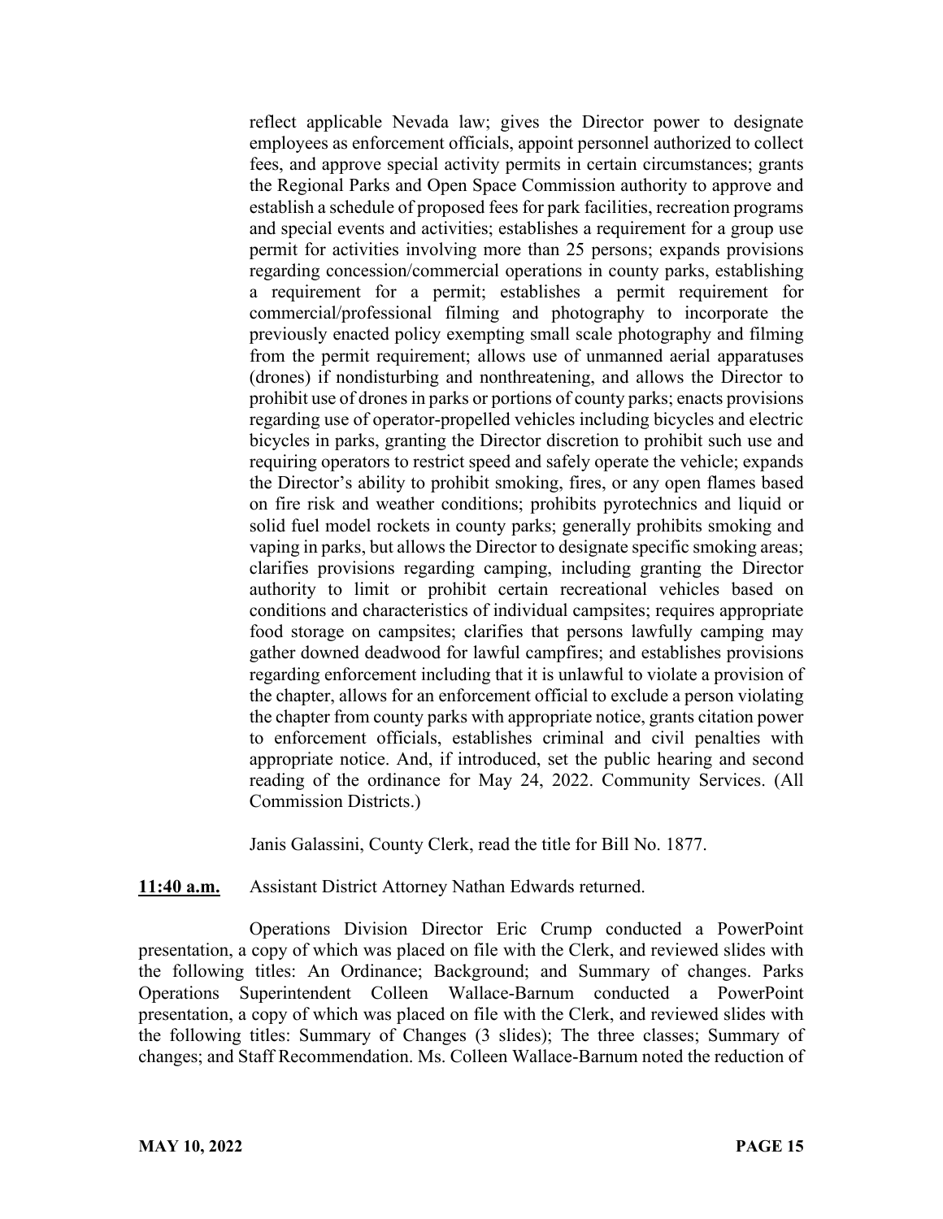reflect applicable Nevada law; gives the Director power to designate employees as enforcement officials, appoint personnel authorized to collect fees, and approve special activity permits in certain circumstances; grants the Regional Parks and Open Space Commission authority to approve and establish a schedule of proposed fees for park facilities, recreation programs and special events and activities; establishes a requirement for a group use permit for activities involving more than 25 persons; expands provisions regarding concession/commercial operations in county parks, establishing a requirement for a permit; establishes a permit requirement for commercial/professional filming and photography to incorporate the previously enacted policy exempting small scale photography and filming from the permit requirement; allows use of unmanned aerial apparatuses (drones) if nondisturbing and nonthreatening, and allows the Director to prohibit use of drones in parks or portions of county parks; enacts provisions regarding use of operator-propelled vehicles including bicycles and electric bicycles in parks, granting the Director discretion to prohibit such use and requiring operators to restrict speed and safely operate the vehicle; expands the Director's ability to prohibit smoking, fires, or any open flames based on fire risk and weather conditions; prohibits pyrotechnics and liquid or solid fuel model rockets in county parks; generally prohibits smoking and vaping in parks, but allows the Director to designate specific smoking areas; clarifies provisions regarding camping, including granting the Director authority to limit or prohibit certain recreational vehicles based on conditions and characteristics of individual campsites; requires appropriate food storage on campsites; clarifies that persons lawfully camping may gather downed deadwood for lawful campfires; and establishes provisions regarding enforcement including that it is unlawful to violate a provision of the chapter, allows for an enforcement official to exclude a person violating the chapter from county parks with appropriate notice, grants citation power to enforcement officials, establishes criminal and civil penalties with appropriate notice. And, if introduced, set the public hearing and second reading of the ordinance for May 24, 2022. Community Services. (All Commission Districts.)

Janis Galassini, County Clerk, read the title for Bill No. 1877.

**11:40 a.m.** Assistant District Attorney Nathan Edwards returned.

Operations Division Director Eric Crump conducted a PowerPoint presentation, a copy of which was placed on file with the Clerk, and reviewed slides with the following titles: An Ordinance; Background; and Summary of changes. Parks Operations Superintendent Colleen Wallace-Barnum conducted a PowerPoint presentation, a copy of which was placed on file with the Clerk, and reviewed slides with the following titles: Summary of Changes (3 slides); The three classes; Summary of changes; and Staff Recommendation. Ms. Colleen Wallace-Barnum noted the reduction of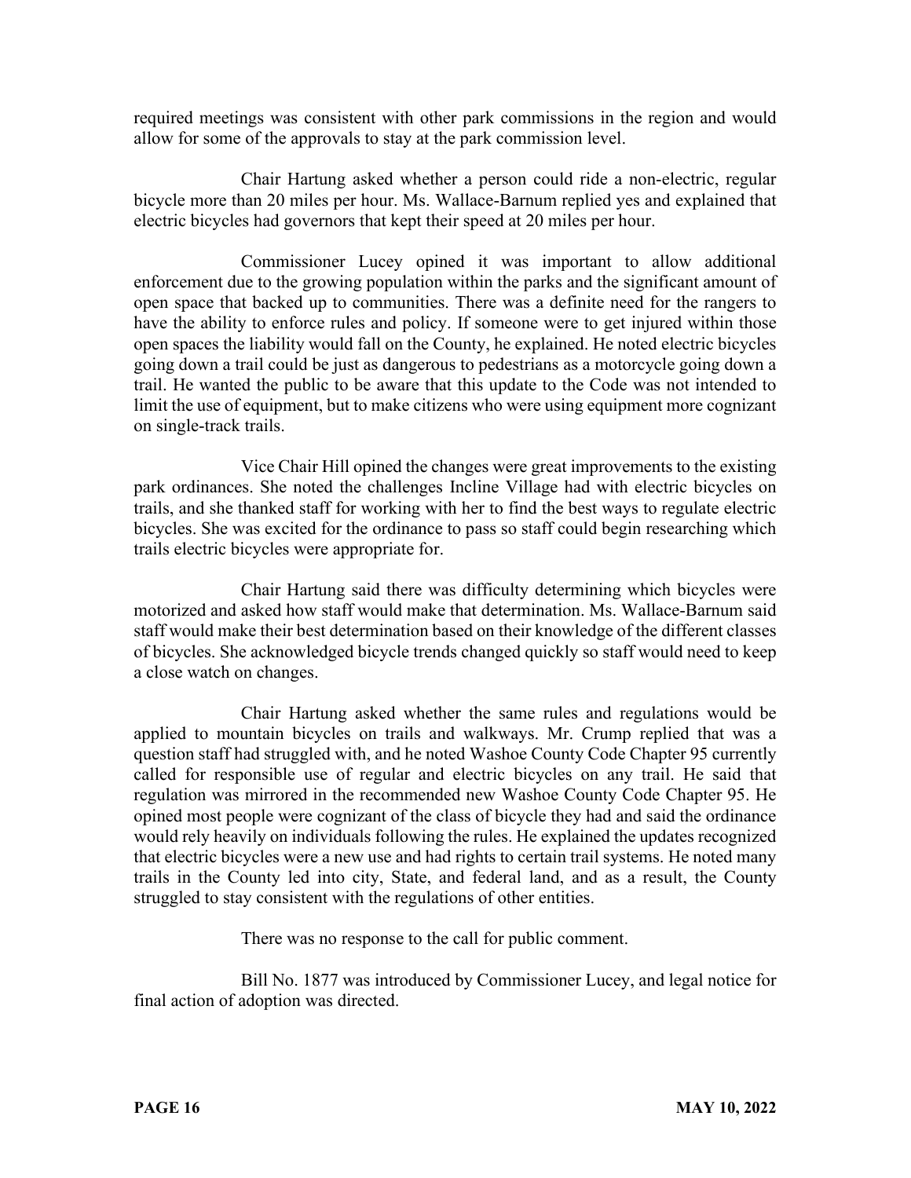required meetings was consistent with other park commissions in the region and would allow for some of the approvals to stay at the park commission level.

Chair Hartung asked whether a person could ride a non-electric, regular bicycle more than 20 miles per hour. Ms. Wallace-Barnum replied yes and explained that electric bicycles had governors that kept their speed at 20 miles per hour.

Commissioner Lucey opined it was important to allow additional enforcement due to the growing population within the parks and the significant amount of open space that backed up to communities. There was a definite need for the rangers to have the ability to enforce rules and policy. If someone were to get injured within those open spaces the liability would fall on the County, he explained. He noted electric bicycles going down a trail could be just as dangerous to pedestrians as a motorcycle going down a trail. He wanted the public to be aware that this update to the Code was not intended to limit the use of equipment, but to make citizens who were using equipment more cognizant on single-track trails.

Vice Chair Hill opined the changes were great improvements to the existing park ordinances. She noted the challenges Incline Village had with electric bicycles on trails, and she thanked staff for working with her to find the best ways to regulate electric bicycles. She was excited for the ordinance to pass so staff could begin researching which trails electric bicycles were appropriate for.

Chair Hartung said there was difficulty determining which bicycles were motorized and asked how staff would make that determination. Ms. Wallace-Barnum said staff would make their best determination based on their knowledge of the different classes of bicycles. She acknowledged bicycle trends changed quickly so staff would need to keep a close watch on changes.

Chair Hartung asked whether the same rules and regulations would be applied to mountain bicycles on trails and walkways. Mr. Crump replied that was a question staff had struggled with, and he noted Washoe County Code Chapter 95 currently called for responsible use of regular and electric bicycles on any trail. He said that regulation was mirrored in the recommended new Washoe County Code Chapter 95. He opined most people were cognizant of the class of bicycle they had and said the ordinance would rely heavily on individuals following the rules. He explained the updates recognized that electric bicycles were a new use and had rights to certain trail systems. He noted many trails in the County led into city, State, and federal land, and as a result, the County struggled to stay consistent with the regulations of other entities.

There was no response to the call for public comment.

Bill No. 1877 was introduced by Commissioner Lucey, and legal notice for final action of adoption was directed.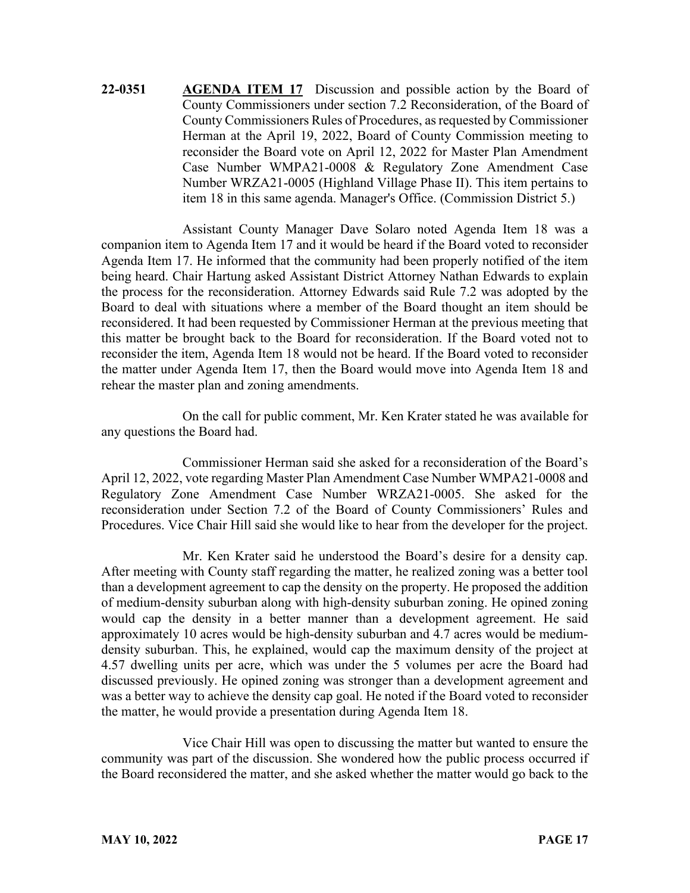**22-0351** **AGENDA ITEM 17** Discussion and possible action by the Board of County Commissioners under section 7.2 Reconsideration, of the Board of County Commissioners Rules of Procedures, as requested by Commissioner Herman at the April 19, 2022, Board of County Commission meeting to reconsider the Board vote on April 12, 2022 for Master Plan Amendment Case Number WMPA21-0008 & Regulatory Zone Amendment Case Number WRZA21-0005 (Highland Village Phase II). This item pertains to item 18 in this same agenda. Manager's Office. (Commission District 5.)

Assistant County Manager Dave Solaro noted Agenda Item 18 was a companion item to Agenda Item 17 and it would be heard if the Board voted to reconsider Agenda Item 17. He informed that the community had been properly notified of the item being heard. Chair Hartung asked Assistant District Attorney Nathan Edwards to explain the process for the reconsideration. Attorney Edwards said Rule 7.2 was adopted by the Board to deal with situations where a member of the Board thought an item should be reconsidered. It had been requested by Commissioner Herman at the previous meeting that this matter be brought back to the Board for reconsideration. If the Board voted not to reconsider the item, Agenda Item 18 would not be heard. If the Board voted to reconsider the matter under Agenda Item 17, then the Board would move into Agenda Item 18 and rehear the master plan and zoning amendments.

On the call for public comment, Mr. Ken Krater stated he was available for any questions the Board had.

Commissioner Herman said she asked for a reconsideration of the Board's April 12, 2022, vote regarding Master Plan Amendment Case Number WMPA21-0008 and Regulatory Zone Amendment Case Number WRZA21-0005. She asked for the reconsideration under Section 7.2 of the Board of County Commissioners' Rules and Procedures. Vice Chair Hill said she would like to hear from the developer for the project.

Mr. Ken Krater said he understood the Board's desire for a density cap. After meeting with County staff regarding the matter, he realized zoning was a better tool than a development agreement to cap the density on the property. He proposed the addition of medium-density suburban along with high-density suburban zoning. He opined zoning would cap the density in a better manner than a development agreement. He said approximately 10 acres would be high-density suburban and 4.7 acres would be medium-density suburban. This, he explained, would cap the maximum density of the project at 4.57 dwelling units per acre, which was under the 5 volumes per acre the Board had discussed previously. He opined zoning was stronger than a development agreement and was a better way to achieve the density cap goal. He noted if the Board voted to reconsider the matter, he would provide a presentation during Agenda Item 18.

Vice Chair Hill was open to discussing the matter but wanted to ensure the community was part of the discussion. She wondered how the public process occurred if the Board reconsidered the matter, and she asked whether the matter would go back to the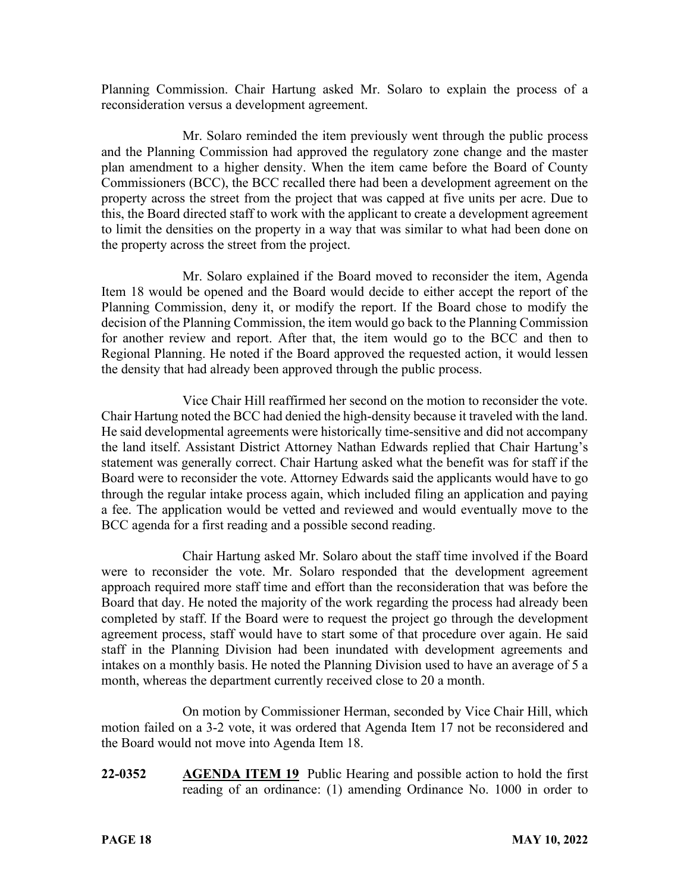Planning Commission. Chair Hartung asked Mr. Solaro to explain the process of a reconsideration versus a development agreement.

Mr. Solaro reminded the item previously went through the public process and the Planning Commission had approved the regulatory zone change and the master plan amendment to a higher density. When the item came before the Board of County Commissioners (BCC), the BCC recalled there had been a development agreement on the property across the street from the project that was capped at five units per acre. Due to this, the Board directed staff to work with the applicant to create a development agreement to limit the densities on the property in a way that was similar to what had been done on the property across the street from the project.

Mr. Solaro explained if the Board moved to reconsider the item, Agenda Item 18 would be opened and the Board would decide to either accept the report of the Planning Commission, deny it, or modify the report. If the Board chose to modify the decision of the Planning Commission, the item would go back to the Planning Commission for another review and report. After that, the item would go to the BCC and then to Regional Planning. He noted if the Board approved the requested action, it would lessen the density that had already been approved through the public process.

Vice Chair Hill reaffirmed her second on the motion to reconsider the vote. Chair Hartung noted the BCC had denied the high-density because it traveled with the land. He said developmental agreements were historically time-sensitive and did not accompany the land itself. Assistant District Attorney Nathan Edwards replied that Chair Hartung's statement was generally correct. Chair Hartung asked what the benefit was for staff if the Board were to reconsider the vote. Attorney Edwards said the applicants would have to go through the regular intake process again, which included filing an application and paying a fee. The application would be vetted and reviewed and would eventually move to the BCC agenda for a first reading and a possible second reading.

Chair Hartung asked Mr. Solaro about the staff time involved if the Board were to reconsider the vote. Mr. Solaro responded that the development agreement approach required more staff time and effort than the reconsideration that was before the Board that day. He noted the majority of the work regarding the process had already been completed by staff. If the Board were to request the project go through the development agreement process, staff would have to start some of that procedure over again. He said staff in the Planning Division had been inundated with development agreements and intakes on a monthly basis. He noted the Planning Division used to have an average of 5 a month, whereas the department currently received close to 20 a month.

On motion by Commissioner Herman, seconded by Vice Chair Hill, which motion failed on a 3-2 vote, it was ordered that Agenda Item 17 not be reconsidered and the Board would not move into Agenda Item 18.

**22-0352** **AGENDA ITEM 19** Public Hearing and possible action to hold the first reading of an ordinance: (1) amending Ordinance No. 1000 in order to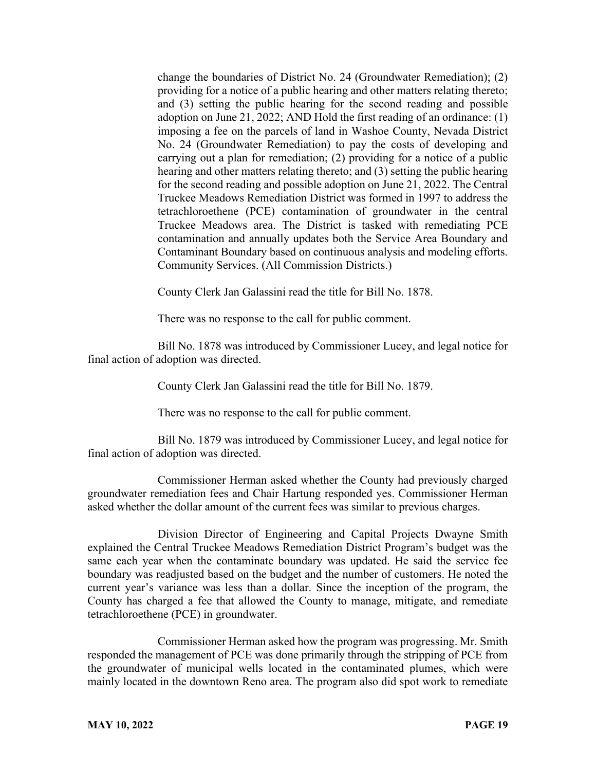change the boundaries of District No. 24 (Groundwater Remediation); (2) providing for a notice of a public hearing and other matters relating thereto; and (3) setting the public hearing for the second reading and possible adoption on June 21, 2022; AND Hold the first reading of an ordinance: (1) imposing a fee on the parcels of land in Washoe County, Nevada District No. 24 (Groundwater Remediation) to pay the costs of developing and carrying out a plan for remediation; (2) providing for a notice of a public hearing and other matters relating thereto; and (3) setting the public hearing for the second reading and possible adoption on June 21, 2022. The Central Truckee Meadows Remediation District was formed in 1997 to address the tetrachloroethene (PCE) contamination of groundwater in the central Truckee Meadows area. The District is tasked with remediating PCE contamination and annually updates both the Service Area Boundary and Contaminant Boundary based on continuous analysis and modeling efforts. Community Services. (All Commission Districts.)

County Clerk Jan Galassini read the title for Bill No. 1878.

There was no response to the call for public comment.

Bill No. 1878 was introduced by Commissioner Lucey, and legal notice for final action of adoption was directed.

County Clerk Jan Galassini read the title for Bill No. 1879.

There was no response to the call for public comment.

Bill No. 1879 was introduced by Commissioner Lucey, and legal notice for final action of adoption was directed.

Commissioner Herman asked whether the County had previously charged groundwater remediation fees and Chair Hartung responded yes. Commissioner Herman asked whether the dollar amount of the current fees was similar to previous charges.

Division Director of Engineering and Capital Projects Dwayne Smith explained the Central Truckee Meadows Remediation District Program's budget was the same each year when the contaminate boundary was updated. He said the service fee boundary was readjusted based on the budget and the number of customers. He noted the current year's variance was less than a dollar. Since the inception of the program, the County has charged a fee that allowed the County to manage, mitigate, and remediate tetrachloroethene (PCE) in groundwater.

Commissioner Herman asked how the program was progressing. Mr. Smith responded the management of PCE was done primarily through the stripping of PCE from the groundwater of municipal wells located in the contaminated plumes, which were mainly located in the downtown Reno area. The program also did spot work to remediate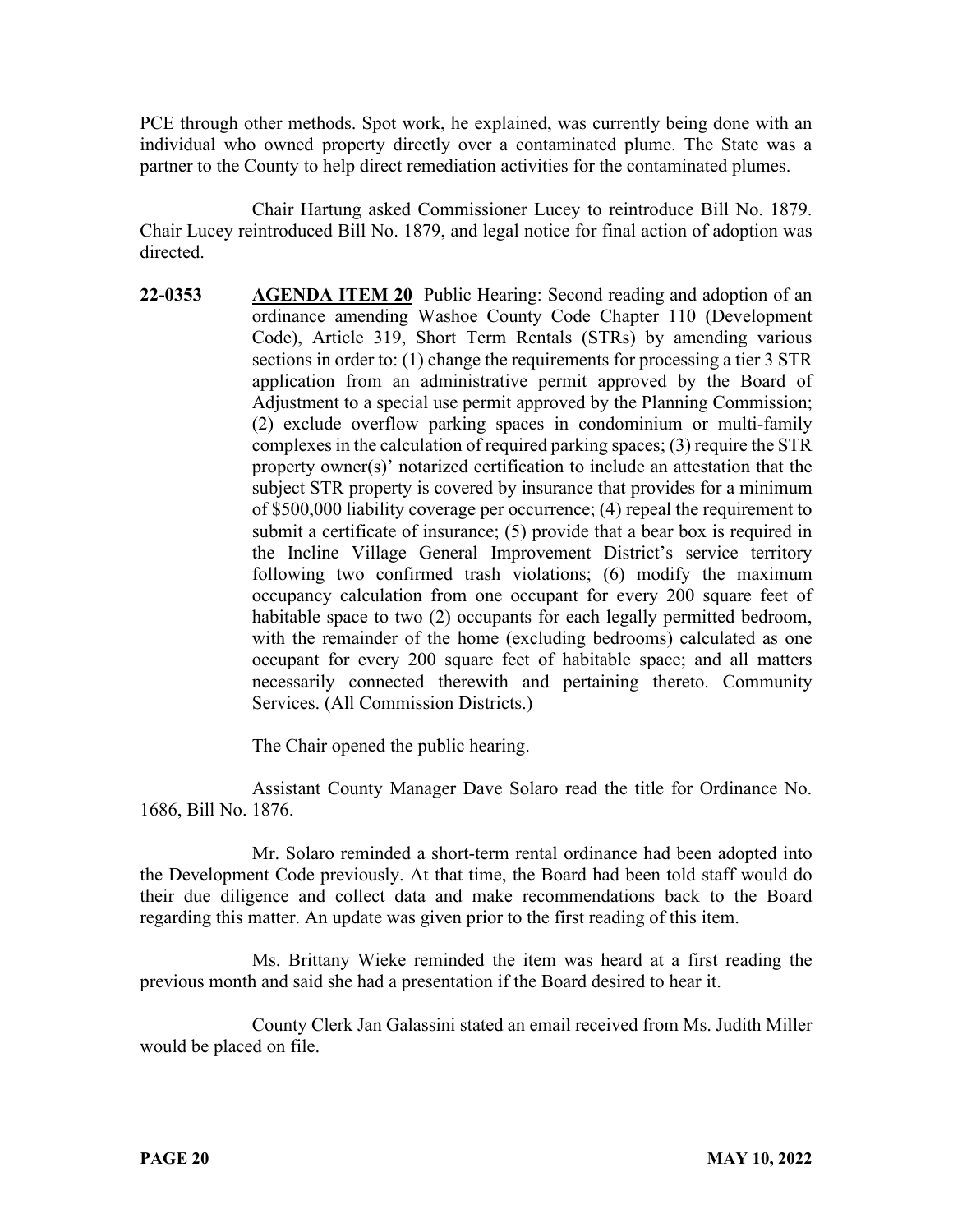PCE through other methods. Spot work, he explained, was currently being done with an individual who owned property directly over a contaminated plume. The State was a partner to the County to help direct remediation activities for the contaminated plumes.

Chair Hartung asked Commissioner Lucey to reintroduce Bill No. 1879. Chair Lucey reintroduced Bill No. 1879, and legal notice for final action of adoption was directed.

**22-0353** **AGENDA ITEM 20** Public Hearing: Second reading and adoption of an ordinance amending Washoe County Code Chapter 110 (Development Code), Article 319, Short Term Rentals (STRs) by amending various sections in order to: (1) change the requirements for processing a tier 3 STR application from an administrative permit approved by the Board of Adjustment to a special use permit approved by the Planning Commission; (2) exclude overflow parking spaces in condominium or multi-family complexes in the calculation of required parking spaces; (3) require the STR property owner(s)' notarized certification to include an attestation that the subject STR property is covered by insurance that provides for a minimum of $500,000 liability coverage per occurrence; (4) repeal the requirement to submit a certificate of insurance; (5) provide that a bear box is required in the Incline Village General Improvement District's service territory following two confirmed trash violations; (6) modify the maximum occupancy calculation from one occupant for every 200 square feet of habitable space to two (2) occupants for each legally permitted bedroom, with the remainder of the home (excluding bedrooms) calculated as one occupant for every 200 square feet of habitable space; and all matters necessarily connected therewith and pertaining thereto. Community Services. (All Commission Districts.)

The Chair opened the public hearing.

Assistant County Manager Dave Solaro read the title for Ordinance No. 1686, Bill No. 1876.

Mr. Solaro reminded a short-term rental ordinance had been adopted into the Development Code previously. At that time, the Board had been told staff would do their due diligence and collect data and make recommendations back to the Board regarding this matter. An update was given prior to the first reading of this item.

Ms. Brittany Wieke reminded the item was heard at a first reading the previous month and said she had a presentation if the Board desired to hear it.

County Clerk Jan Galassini stated an email received from Ms. Judith Miller would be placed on file.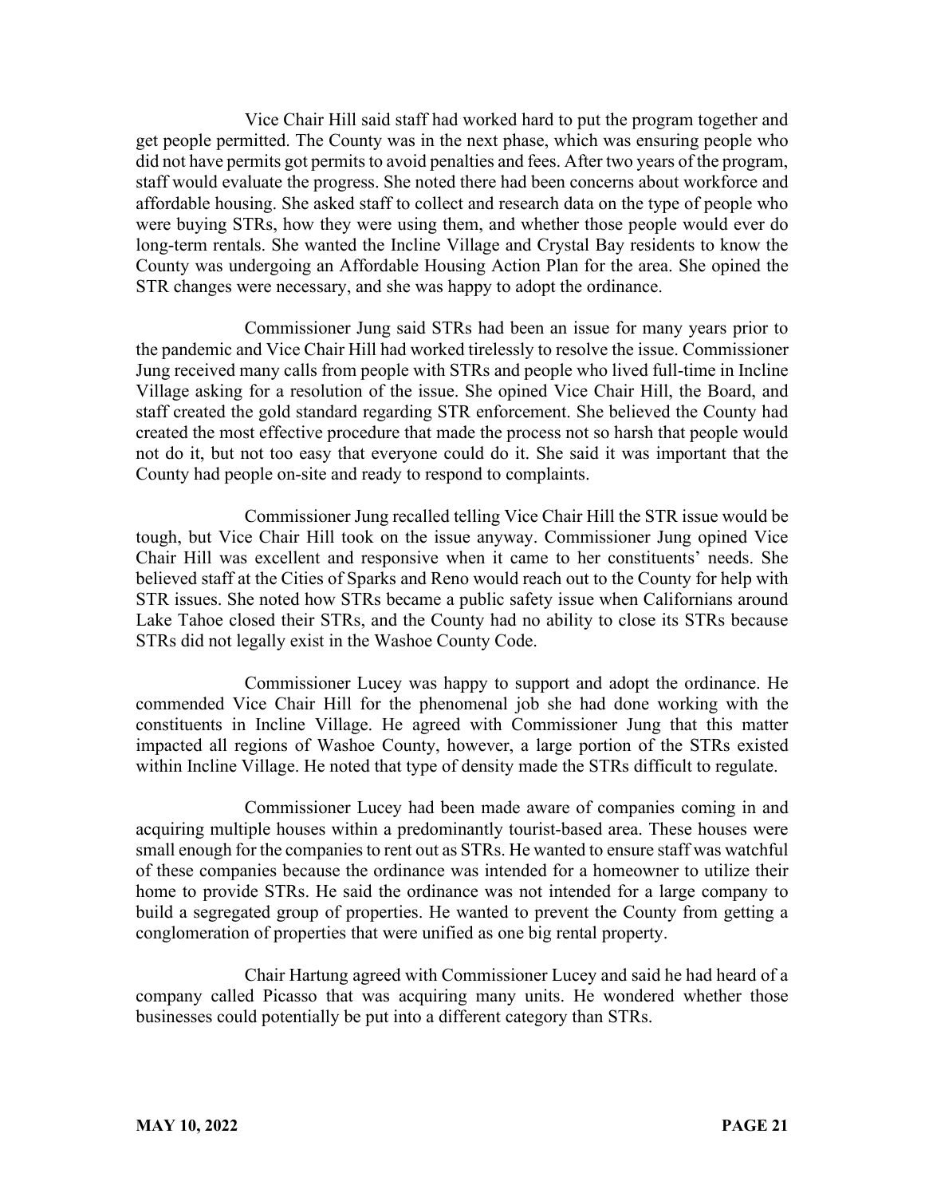Vice Chair Hill said staff had worked hard to put the program together and get people permitted. The County was in the next phase, which was ensuring people who did not have permits got permits to avoid penalties and fees. After two years of the program, staff would evaluate the progress. She noted there had been concerns about workforce and affordable housing. She asked staff to collect and research data on the type of people who were buying STRs, how they were using them, and whether those people would ever do long-term rentals. She wanted the Incline Village and Crystal Bay residents to know the County was undergoing an Affordable Housing Action Plan for the area. She opined the STR changes were necessary, and she was happy to adopt the ordinance.

Commissioner Jung said STRs had been an issue for many years prior to the pandemic and Vice Chair Hill had worked tirelessly to resolve the issue. Commissioner Jung received many calls from people with STRs and people who lived full-time in Incline Village asking for a resolution of the issue. She opined Vice Chair Hill, the Board, and staff created the gold standard regarding STR enforcement. She believed the County had created the most effective procedure that made the process not so harsh that people would not do it, but not too easy that everyone could do it. She said it was important that the County had people on-site and ready to respond to complaints.

Commissioner Jung recalled telling Vice Chair Hill the STR issue would be tough, but Vice Chair Hill took on the issue anyway. Commissioner Jung opined Vice Chair Hill was excellent and responsive when it came to her constituents' needs. She believed staff at the Cities of Sparks and Reno would reach out to the County for help with STR issues. She noted how STRs became a public safety issue when Californians around Lake Tahoe closed their STRs, and the County had no ability to close its STRs because STRs did not legally exist in the Washoe County Code.

Commissioner Lucey was happy to support and adopt the ordinance. He commended Vice Chair Hill for the phenomenal job she had done working with the constituents in Incline Village. He agreed with Commissioner Jung that this matter impacted all regions of Washoe County, however, a large portion of the STRs existed within Incline Village. He noted that type of density made the STRs difficult to regulate.

Commissioner Lucey had been made aware of companies coming in and acquiring multiple houses within a predominantly tourist-based area. These houses were small enough for the companies to rent out as STRs. He wanted to ensure staff was watchful of these companies because the ordinance was intended for a homeowner to utilize their home to provide STRs. He said the ordinance was not intended for a large company to build a segregated group of properties. He wanted to prevent the County from getting a conglomeration of properties that were unified as one big rental property.

Chair Hartung agreed with Commissioner Lucey and said he had heard of a company called Picasso that was acquiring many units. He wondered whether those businesses could potentially be put into a different category than STRs.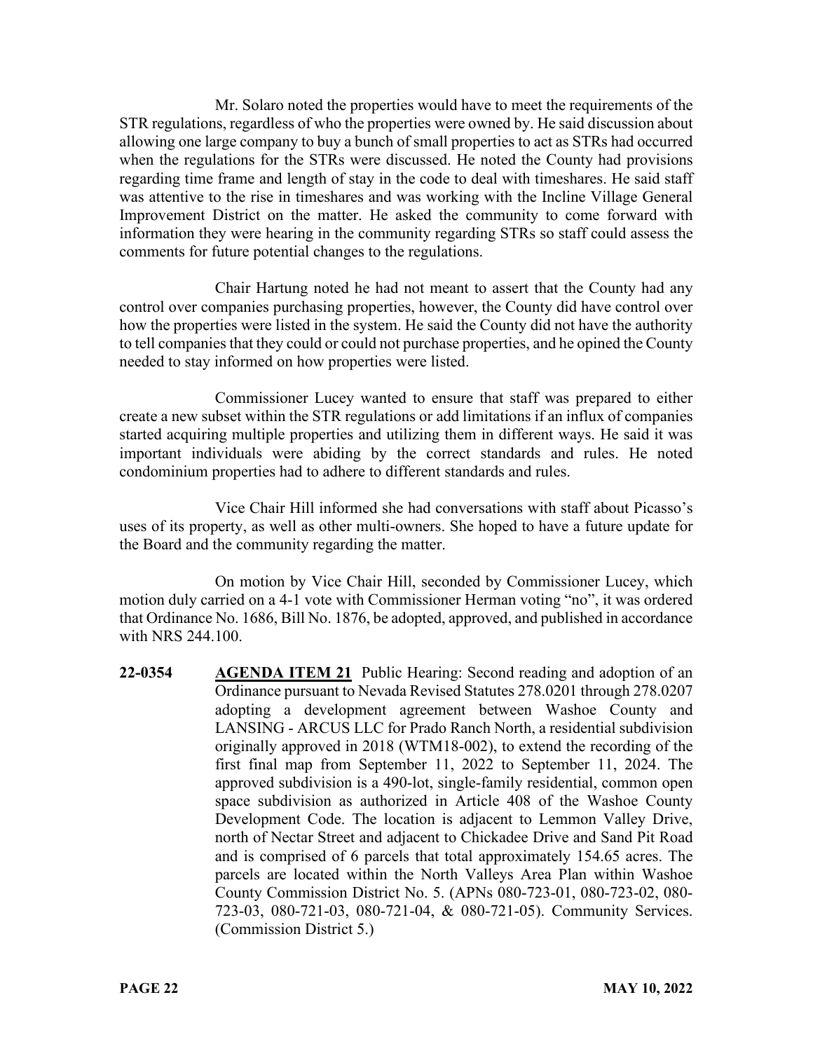Mr. Solaro noted the properties would have to meet the requirements of the STR regulations, regardless of who the properties were owned by. He said discussion about allowing one large company to buy a bunch of small properties to act as STRs had occurred when the regulations for the STRs were discussed. He noted the County had provisions regarding time frame and length of stay in the code to deal with timeshares. He said staff was attentive to the rise in timeshares and was working with the Incline Village General Improvement District on the matter. He asked the community to come forward with information they were hearing in the community regarding STRs so staff could assess the comments for future potential changes to the regulations.

Chair Hartung noted he had not meant to assert that the County had any control over companies purchasing properties, however, the County did have control over how the properties were listed in the system. He said the County did not have the authority to tell companies that they could or could not purchase properties, and he opined the County needed to stay informed on how properties were listed.

Commissioner Lucey wanted to ensure that staff was prepared to either create a new subset within the STR regulations or add limitations if an influx of companies started acquiring multiple properties and utilizing them in different ways. He said it was important individuals were abiding by the correct standards and rules. He noted condominium properties had to adhere to different standards and rules.

Vice Chair Hill informed she had conversations with staff about Picasso's uses of its property, as well as other multi-owners. She hoped to have a future update for the Board and the community regarding the matter.

On motion by Vice Chair Hill, seconded by Commissioner Lucey, which motion duly carried on a 4-1 vote with Commissioner Herman voting "no", it was ordered that Ordinance No. 1686, Bill No. 1876, be adopted, approved, and published in accordance with NRS 244.100.

**22-0354** **AGENDA ITEM 21** Public Hearing: Second reading and adoption of an Ordinance pursuant to Nevada Revised Statutes 278.0201 through 278.0207 adopting a development agreement between Washoe County and LANSING - ARCUS LLC for Prado Ranch North, a residential subdivision originally approved in 2018 (WTM18-002), to extend the recording of the first final map from September 11, 2022 to September 11, 2024. The approved subdivision is a 490-lot, single-family residential, common open space subdivision as authorized in Article 408 of the Washoe County Development Code. The location is adjacent to Lemmon Valley Drive, north of Nectar Street and adjacent to Chickadee Drive and Sand Pit Road and is comprised of 6 parcels that total approximately 154.65 acres. The parcels are located within the North Valleys Area Plan within Washoe County Commission District No. 5. (APNs 080-723-01, 080-723-02, 080-723-03, 080-721-03, 080-721-04, & 080-721-05). Community Services. (Commission District 5.)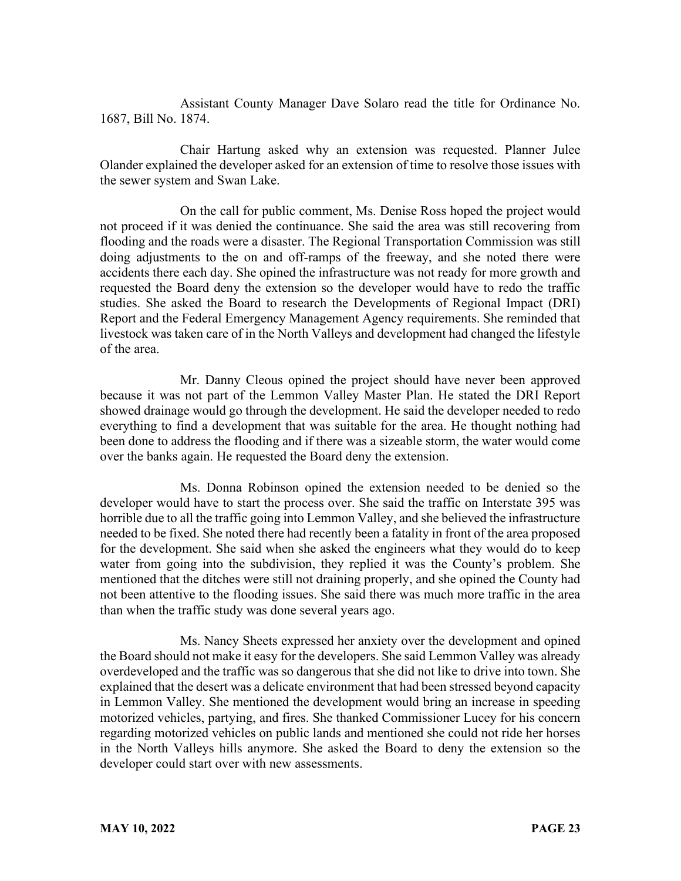Assistant County Manager Dave Solaro read the title for Ordinance No. 1687, Bill No. 1874.

Chair Hartung asked why an extension was requested. Planner Julee Olander explained the developer asked for an extension of time to resolve those issues with the sewer system and Swan Lake.

On the call for public comment, Ms. Denise Ross hoped the project would not proceed if it was denied the continuance. She said the area was still recovering from flooding and the roads were a disaster. The Regional Transportation Commission was still doing adjustments to the on and off-ramps of the freeway, and she noted there were accidents there each day. She opined the infrastructure was not ready for more growth and requested the Board deny the extension so the developer would have to redo the traffic studies. She asked the Board to research the Developments of Regional Impact (DRI) Report and the Federal Emergency Management Agency requirements. She reminded that livestock was taken care of in the North Valleys and development had changed the lifestyle of the area.

Mr. Danny Cleous opined the project should have never been approved because it was not part of the Lemmon Valley Master Plan. He stated the DRI Report showed drainage would go through the development. He said the developer needed to redo everything to find a development that was suitable for the area. He thought nothing had been done to address the flooding and if there was a sizeable storm, the water would come over the banks again. He requested the Board deny the extension.

Ms. Donna Robinson opined the extension needed to be denied so the developer would have to start the process over. She said the traffic on Interstate 395 was horrible due to all the traffic going into Lemmon Valley, and she believed the infrastructure needed to be fixed. She noted there had recently been a fatality in front of the area proposed for the development. She said when she asked the engineers what they would do to keep water from going into the subdivision, they replied it was the County's problem. She mentioned that the ditches were still not draining properly, and she opined the County had not been attentive to the flooding issues. She said there was much more traffic in the area than when the traffic study was done several years ago.

Ms. Nancy Sheets expressed her anxiety over the development and opined the Board should not make it easy for the developers. She said Lemmon Valley was already overdeveloped and the traffic was so dangerous that she did not like to drive into town. She explained that the desert was a delicate environment that had been stressed beyond capacity in Lemmon Valley. She mentioned the development would bring an increase in speeding motorized vehicles, partying, and fires. She thanked Commissioner Lucey for his concern regarding motorized vehicles on public lands and mentioned she could not ride her horses in the North Valleys hills anymore. She asked the Board to deny the extension so the developer could start over with new assessments.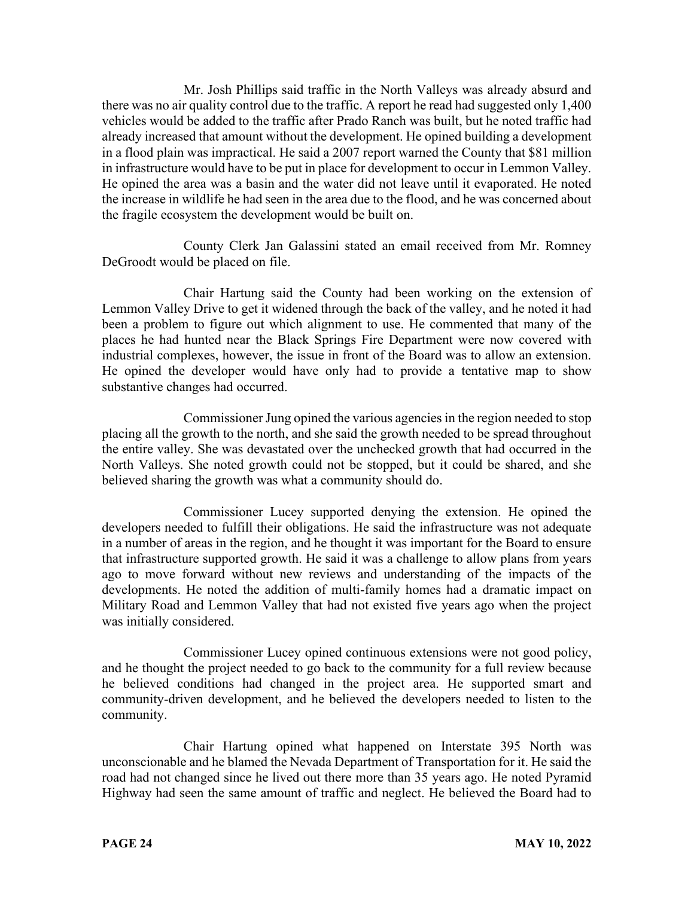Mr. Josh Phillips said traffic in the North Valleys was already absurd and there was no air quality control due to the traffic. A report he read had suggested only 1,400 vehicles would be added to the traffic after Prado Ranch was built, but he noted traffic had already increased that amount without the development. He opined building a development in a flood plain was impractical. He said a 2007 report warned the County that \$81 million in infrastructure would have to be put in place for development to occur in Lemmon Valley. He opined the area was a basin and the water did not leave until it evaporated. He noted the increase in wildlife he had seen in the area due to the flood, and he was concerned about the fragile ecosystem the development would be built on.

County Clerk Jan Galassini stated an email received from Mr. Romney DeGroodt would be placed on file.

Chair Hartung said the County had been working on the extension of Lemmon Valley Drive to get it widened through the back of the valley, and he noted it had been a problem to figure out which alignment to use. He commented that many of the places he had hunted near the Black Springs Fire Department were now covered with industrial complexes, however, the issue in front of the Board was to allow an extension. He opined the developer would have only had to provide a tentative map to show substantive changes had occurred.

Commissioner Jung opined the various agencies in the region needed to stop placing all the growth to the north, and she said the growth needed to be spread throughout the entire valley. She was devastated over the unchecked growth that had occurred in the North Valleys. She noted growth could not be stopped, but it could be shared, and she believed sharing the growth was what a community should do.

Commissioner Lucey supported denying the extension. He opined the developers needed to fulfill their obligations. He said the infrastructure was not adequate in a number of areas in the region, and he thought it was important for the Board to ensure that infrastructure supported growth. He said it was a challenge to allow plans from years ago to move forward without new reviews and understanding of the impacts of the developments. He noted the addition of multi-family homes had a dramatic impact on Military Road and Lemmon Valley that had not existed five years ago when the project was initially considered.

Commissioner Lucey opined continuous extensions were not good policy, and he thought the project needed to go back to the community for a full review because he believed conditions had changed in the project area. He supported smart and community-driven development, and he believed the developers needed to listen to the community.

Chair Hartung opined what happened on Interstate 395 North was unconscionable and he blamed the Nevada Department of Transportation for it. He said the road had not changed since he lived out there more than 35 years ago. He noted Pyramid Highway had seen the same amount of traffic and neglect. He believed the Board had to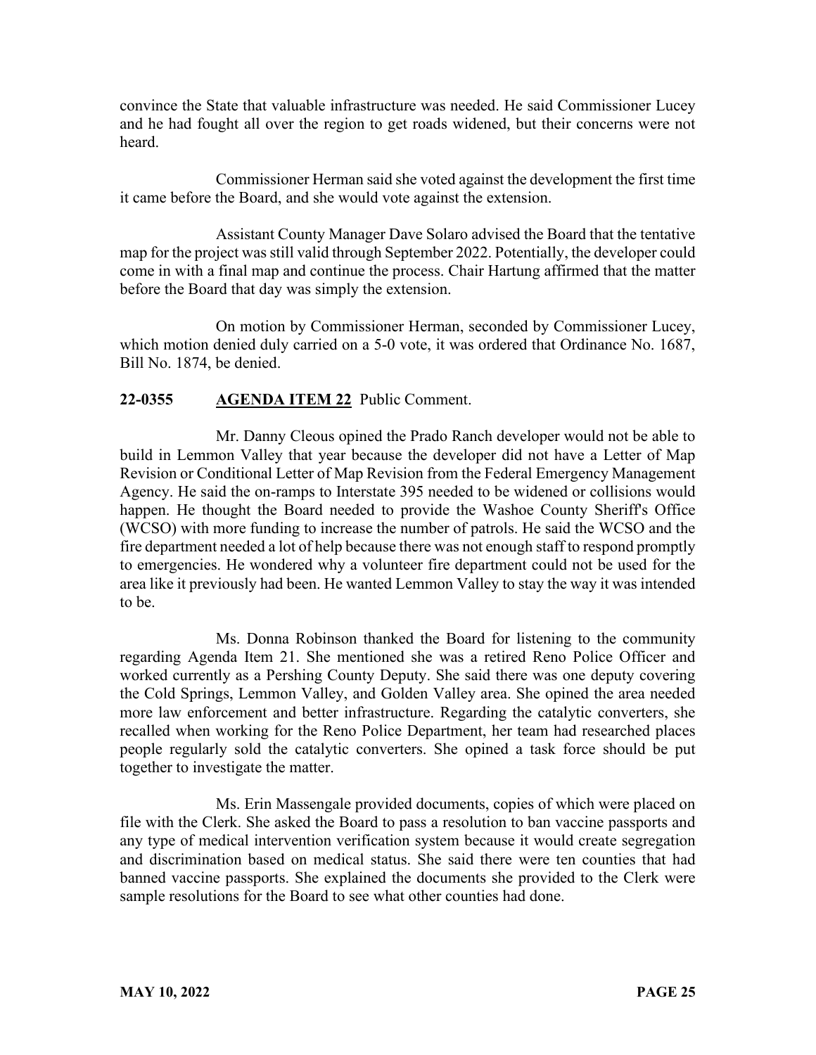convince the State that valuable infrastructure was needed. He said Commissioner Lucey and he had fought all over the region to get roads widened, but their concerns were not heard.

Commissioner Herman said she voted against the development the first time it came before the Board, and she would vote against the extension.

Assistant County Manager Dave Solaro advised the Board that the tentative map for the project was still valid through September 2022. Potentially, the developer could come in with a final map and continue the process. Chair Hartung affirmed that the matter before the Board that day was simply the extension.

On motion by Commissioner Herman, seconded by Commissioner Lucey, which motion denied duly carried on a 5-0 vote, it was ordered that Ordinance No. 1687, Bill No. 1874, be denied.

**22-0355 AGENDA ITEM 22** Public Comment.

Mr. Danny Cleous opined the Prado Ranch developer would not be able to build in Lemmon Valley that year because the developer did not have a Letter of Map Revision or Conditional Letter of Map Revision from the Federal Emergency Management Agency. He said the on-ramps to Interstate 395 needed to be widened or collisions would happen. He thought the Board needed to provide the Washoe County Sheriff's Office (WCSO) with more funding to increase the number of patrols. He said the WCSO and the fire department needed a lot of help because there was not enough staff to respond promptly to emergencies. He wondered why a volunteer fire department could not be used for the area like it previously had been. He wanted Lemmon Valley to stay the way it was intended to be.

Ms. Donna Robinson thanked the Board for listening to the community regarding Agenda Item 21. She mentioned she was a retired Reno Police Officer and worked currently as a Pershing County Deputy. She said there was one deputy covering the Cold Springs, Lemmon Valley, and Golden Valley area. She opined the area needed more law enforcement and better infrastructure. Regarding the catalytic converters, she recalled when working for the Reno Police Department, her team had researched places people regularly sold the catalytic converters. She opined a task force should be put together to investigate the matter.

Ms. Erin Massengale provided documents, copies of which were placed on file with the Clerk. She asked the Board to pass a resolution to ban vaccine passports and any type of medical intervention verification system because it would create segregation and discrimination based on medical status. She said there were ten counties that had banned vaccine passports. She explained the documents she provided to the Clerk were sample resolutions for the Board to see what other counties had done.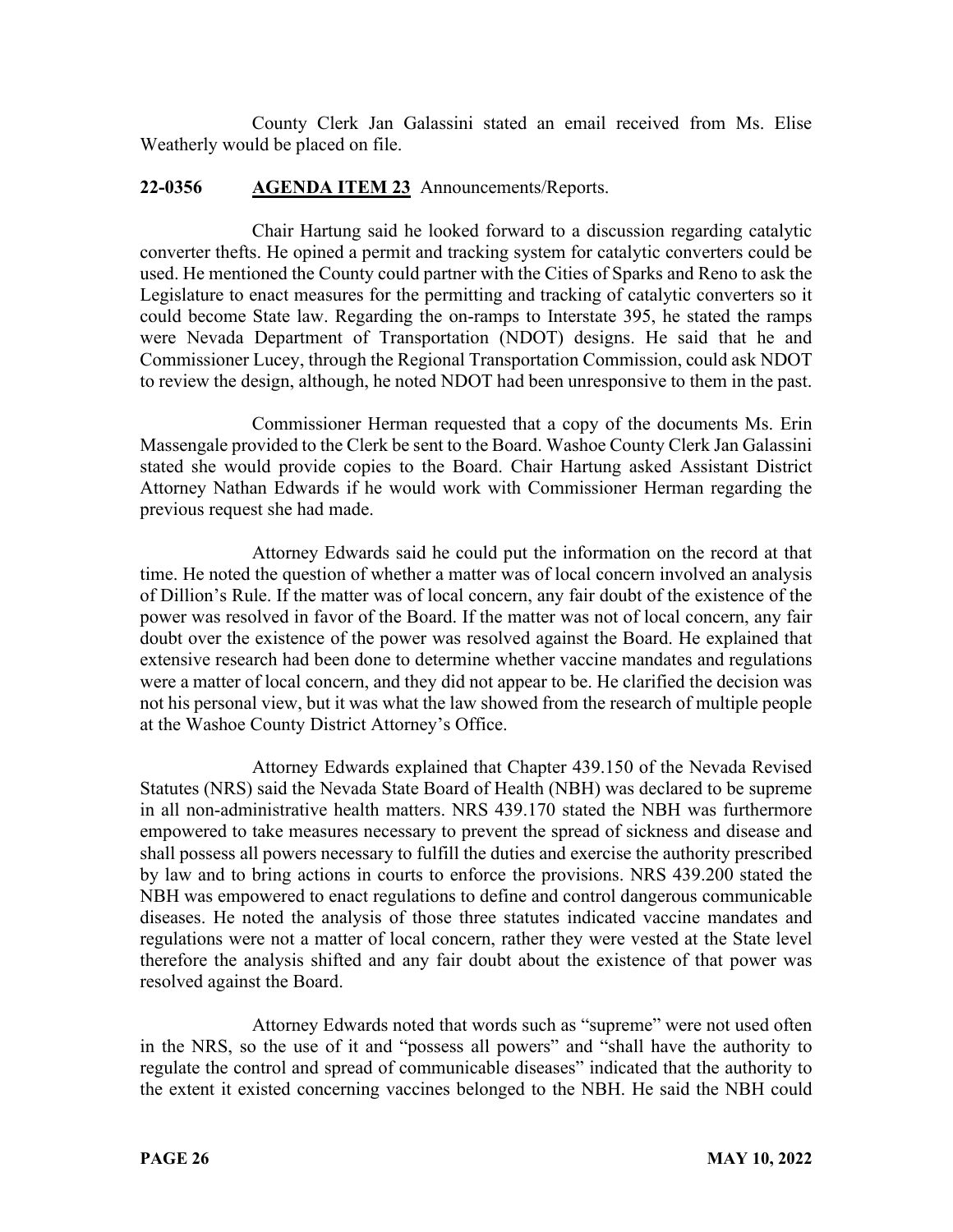County Clerk Jan Galassini stated an email received from Ms. Elise Weatherly would be placed on file.

**22-0356 AGENDA ITEM 23** Announcements/Reports.

Chair Hartung said he looked forward to a discussion regarding catalytic converter thefts. He opined a permit and tracking system for catalytic converters could be used. He mentioned the County could partner with the Cities of Sparks and Reno to ask the Legislature to enact measures for the permitting and tracking of catalytic converters so it could become State law. Regarding the on-ramps to Interstate 395, he stated the ramps were Nevada Department of Transportation (NDOT) designs. He said that he and Commissioner Lucey, through the Regional Transportation Commission, could ask NDOT to review the design, although, he noted NDOT had been unresponsive to them in the past.

Commissioner Herman requested that a copy of the documents Ms. Erin Massengale provided to the Clerk be sent to the Board. Washoe County Clerk Jan Galassini stated she would provide copies to the Board. Chair Hartung asked Assistant District Attorney Nathan Edwards if he would work with Commissioner Herman regarding the previous request she had made.

Attorney Edwards said he could put the information on the record at that time. He noted the question of whether a matter was of local concern involved an analysis of Dillion's Rule. If the matter was of local concern, any fair doubt of the existence of the power was resolved in favor of the Board. If the matter was not of local concern, any fair doubt over the existence of the power was resolved against the Board. He explained that extensive research had been done to determine whether vaccine mandates and regulations were a matter of local concern, and they did not appear to be. He clarified the decision was not his personal view, but it was what the law showed from the research of multiple people at the Washoe County District Attorney's Office.

Attorney Edwards explained that Chapter 439.150 of the Nevada Revised Statutes (NRS) said the Nevada State Board of Health (NBH) was declared to be supreme in all non-administrative health matters. NRS 439.170 stated the NBH was furthermore empowered to take measures necessary to prevent the spread of sickness and disease and shall possess all powers necessary to fulfill the duties and exercise the authority prescribed by law and to bring actions in courts to enforce the provisions. NRS 439.200 stated the NBH was empowered to enact regulations to define and control dangerous communicable diseases. He noted the analysis of those three statutes indicated vaccine mandates and regulations were not a matter of local concern, rather they were vested at the State level therefore the analysis shifted and any fair doubt about the existence of that power was resolved against the Board.

Attorney Edwards noted that words such as "supreme" were not used often in the NRS, so the use of it and "possess all powers" and "shall have the authority to regulate the control and spread of communicable diseases" indicated that the authority to the extent it existed concerning vaccines belonged to the NBH. He said the NBH could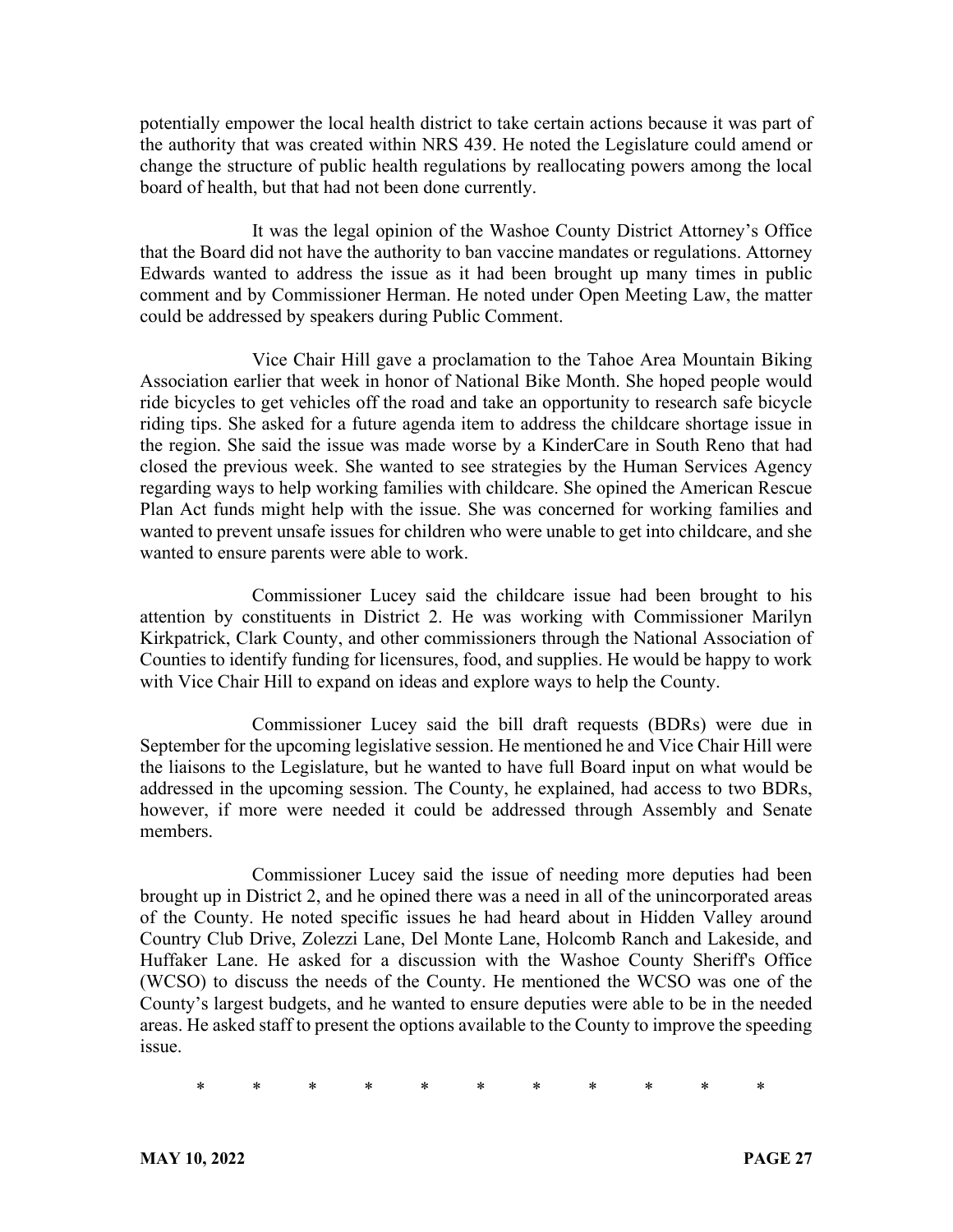potentially empower the local health district to take certain actions because it was part of the authority that was created within NRS 439. He noted the Legislature could amend or change the structure of public health regulations by reallocating powers among the local board of health, but that had not been done currently.

It was the legal opinion of the Washoe County District Attorney's Office that the Board did not have the authority to ban vaccine mandates or regulations. Attorney Edwards wanted to address the issue as it had been brought up many times in public comment and by Commissioner Herman. He noted under Open Meeting Law, the matter could be addressed by speakers during Public Comment.

Vice Chair Hill gave a proclamation to the Tahoe Area Mountain Biking Association earlier that week in honor of National Bike Month. She hoped people would ride bicycles to get vehicles off the road and take an opportunity to research safe bicycle riding tips. She asked for a future agenda item to address the childcare shortage issue in the region. She said the issue was made worse by a KinderCare in South Reno that had closed the previous week. She wanted to see strategies by the Human Services Agency regarding ways to help working families with childcare. She opined the American Rescue Plan Act funds might help with the issue. She was concerned for working families and wanted to prevent unsafe issues for children who were unable to get into childcare, and she wanted to ensure parents were able to work.

Commissioner Lucey said the childcare issue had been brought to his attention by constituents in District 2. He was working with Commissioner Marilyn Kirkpatrick, Clark County, and other commissioners through the National Association of Counties to identify funding for licensures, food, and supplies. He would be happy to work with Vice Chair Hill to expand on ideas and explore ways to help the County.

Commissioner Lucey said the bill draft requests (BDRs) were due in September for the upcoming legislative session. He mentioned he and Vice Chair Hill were the liaisons to the Legislature, but he wanted to have full Board input on what would be addressed in the upcoming session. The County, he explained, had access to two BDRs, however, if more were needed it could be addressed through Assembly and Senate members.

Commissioner Lucey said the issue of needing more deputies had been brought up in District 2, and he opined there was a need in all of the unincorporated areas of the County. He noted specific issues he had heard about in Hidden Valley around Country Club Drive, Zolezzi Lane, Del Monte Lane, Holcomb Ranch and Lakeside, and Huffaker Lane. He asked for a discussion with the Washoe County Sheriff's Office (WCSO) to discuss the needs of the County. He mentioned the WCSO was one of the County's largest budgets, and he wanted to ensure deputies were able to be in the needed areas. He asked staff to present the options available to the County to improve the speeding issue.

\* \* \* \* \* \* \* \* \* \* \*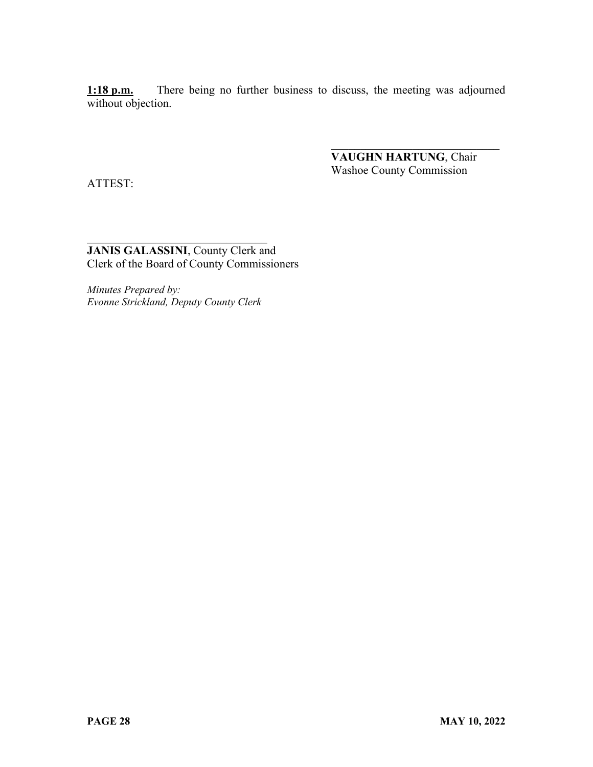**1:18 p.m.** There being no further business to discuss, the meeting was adjourned without objection.

\_\_\_\_\_\_\_\_\_\_\_\_\_\_\_\_\_\_\_\_\_\_\_\_\_\_\_\_\_\_
**VAUGHN HARTUNG**, Chair
Washoe County Commission

ATTEST:

\_\_\_\_\_\_\_\_\_\_\_\_\_\_\_\_\_\_\_\_\_\_\_\_\_\_\_\_\_\_
**JANIS GALASSINI**, County Clerk and
Clerk of the Board of County Commissioners

*Minutes Prepared by:*
*Evonne Strickland, Deputy County Clerk*